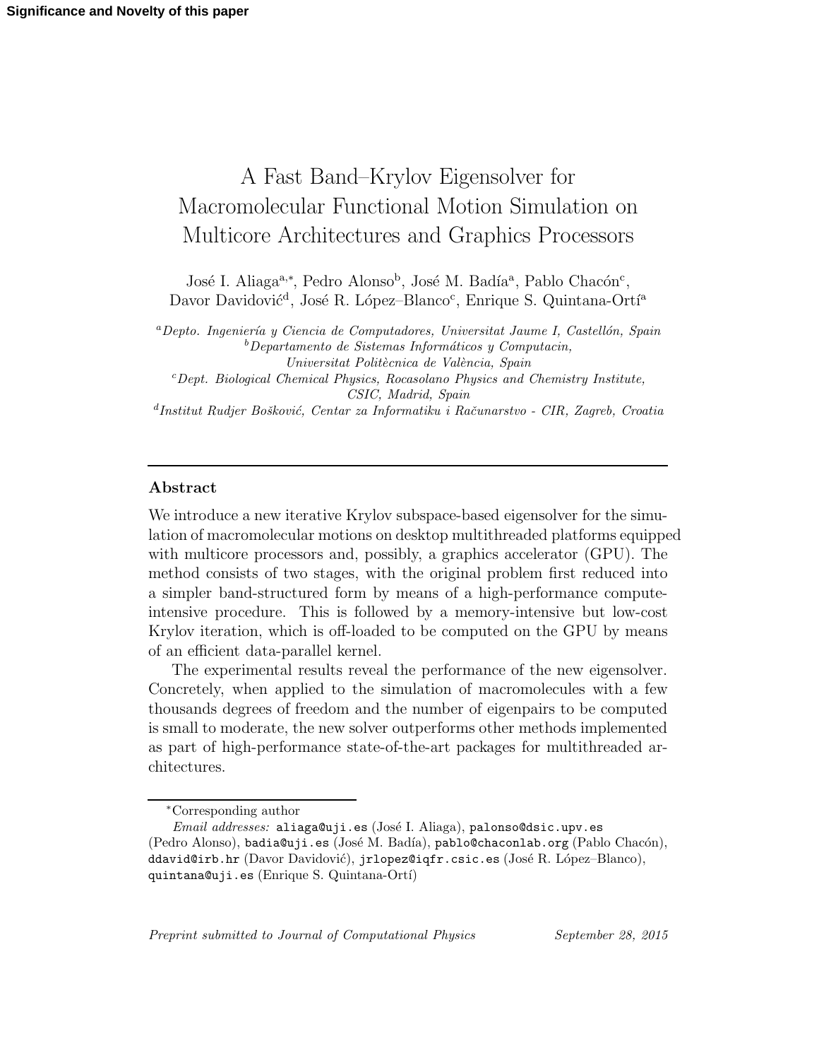Significance and Novelty of this paper

# A Fast Band–Krylov Eigensolver for Macromolecular Functional Motion Simulation on Multicore Architectures and Graphics Processors

José I. Aliaga[a,*], Pedro Alonso[b], José M. Badía[a], Pablo Chacón[c], Davor Davidović[d], José R. López–Blanco[c], Enrique S. Quintana-Ortí[a]

[a] *Depto. Ingeniería y Ciencia de Computadores, Universitat Jaume I, Castellón, Spain*
[b] *Departamento de Sistemas Informáticos y Computacin, Universitat Politècnica de València, Spain*
[c] *Dept. Biological Chemical Physics, Rocasolano Physics and Chemistry Institute, CSIC, Madrid, Spain*
[d] *Institut Rudjer Bošković, Centar za Informatiku i Računarstvo - CIR, Zagreb, Croatia*

---

## Abstract

We introduce a new iterative Krylov subspace-based eigensolver for the simulation of macromolecular motions on desktop multithreaded platforms equipped with multicore processors and, possibly, a graphics accelerator (GPU). The method consists of two stages, with the original problem first reduced into a simpler band-structured form by means of a high-performance compute-intensive procedure. This is followed by a memory-intensive but low-cost Krylov iteration, which is off-loaded to be computed on the GPU by means of an efficient data-parallel kernel.

The experimental results reveal the performance of the new eigensolver. Concretely, when applied to the simulation of macromolecules with a few thousands degrees of freedom and the number of eigenpairs to be computed is small to moderate, the new solver outperforms other methods implemented as part of high-performance state-of-the-art packages for multithreaded architectures.

---

*Corresponding author

*Email addresses:* aliaga@uji.es (José I. Aliaga), palonso@dsic.upv.es (Pedro Alonso), badia@uji.es (José M. Badía), pablo@chaconlab.org (Pablo Chacón), ddavid@irb.hr (Davor Davidović), jrlopez@iqfr.csic.es (José R. López–Blanco), quintana@uji.es (Enrique S. Quintana-Ortí)

*Preprint submitted to Journal of Computational Physics* *September 28, 2015*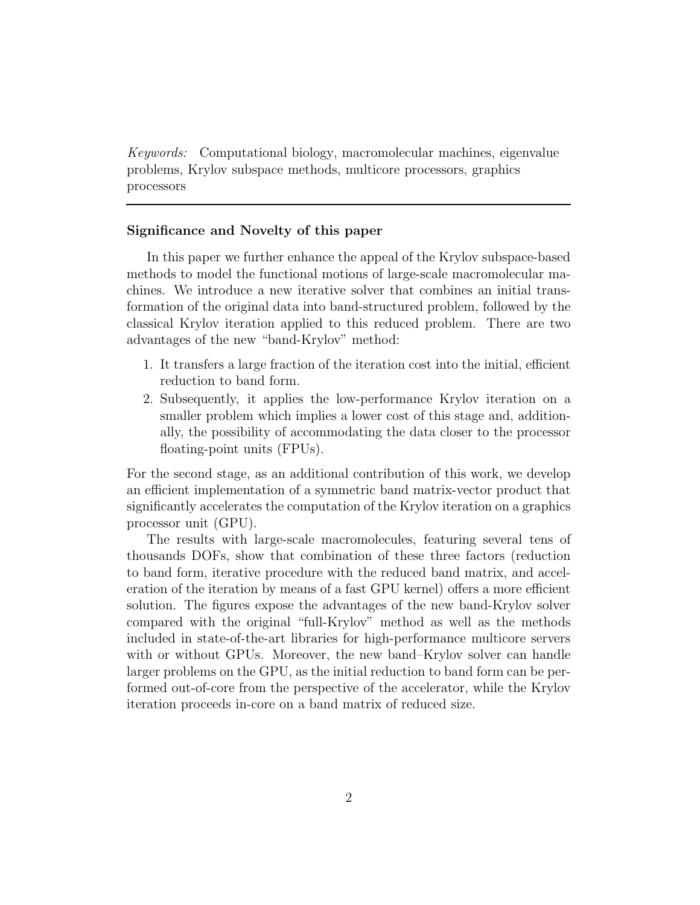*Keywords:* Computational biology, macromolecular machines, eigenvalue problems, Krylov subspace methods, multicore processors, graphics processors

---

**Significance and Novelty of this paper**

In this paper we further enhance the appeal of the Krylov subspace-based methods to model the functional motions of large-scale macromolecular machines. We introduce a new iterative solver that combines an initial transformation of the original data into band-structured problem, followed by the classical Krylov iteration applied to this reduced problem. There are two advantages of the new "band-Krylov" method:

1. It transfers a large fraction of the iteration cost into the initial, efficient reduction to band form.
2. Subsequently, it applies the low-performance Krylov iteration on a smaller problem which implies a lower cost of this stage and, additionally, the possibility of accommodating the data closer to the processor floating-point units (FPUs).

For the second stage, as an additional contribution of this work, we develop an efficient implementation of a symmetric band matrix-vector product that significantly accelerates the computation of the Krylov iteration on a graphics processor unit (GPU).

The results with large-scale macromolecules, featuring several tens of thousands DOFs, show that combination of these three factors (reduction to band form, iterative procedure with the reduced band matrix, and acceleration of the iteration by means of a fast GPU kernel) offers a more efficient solution. The figures expose the advantages of the new band-Krylov solver compared with the original "full-Krylov" method as well as the methods included in state-of-the-art libraries for high-performance multicore servers with or without GPUs. Moreover, the new band–Krylov solver can handle larger problems on the GPU, as the initial reduction to band form can be performed out-of-core from the perspective of the accelerator, while the Krylov iteration proceeds in-core on a band matrix of reduced size.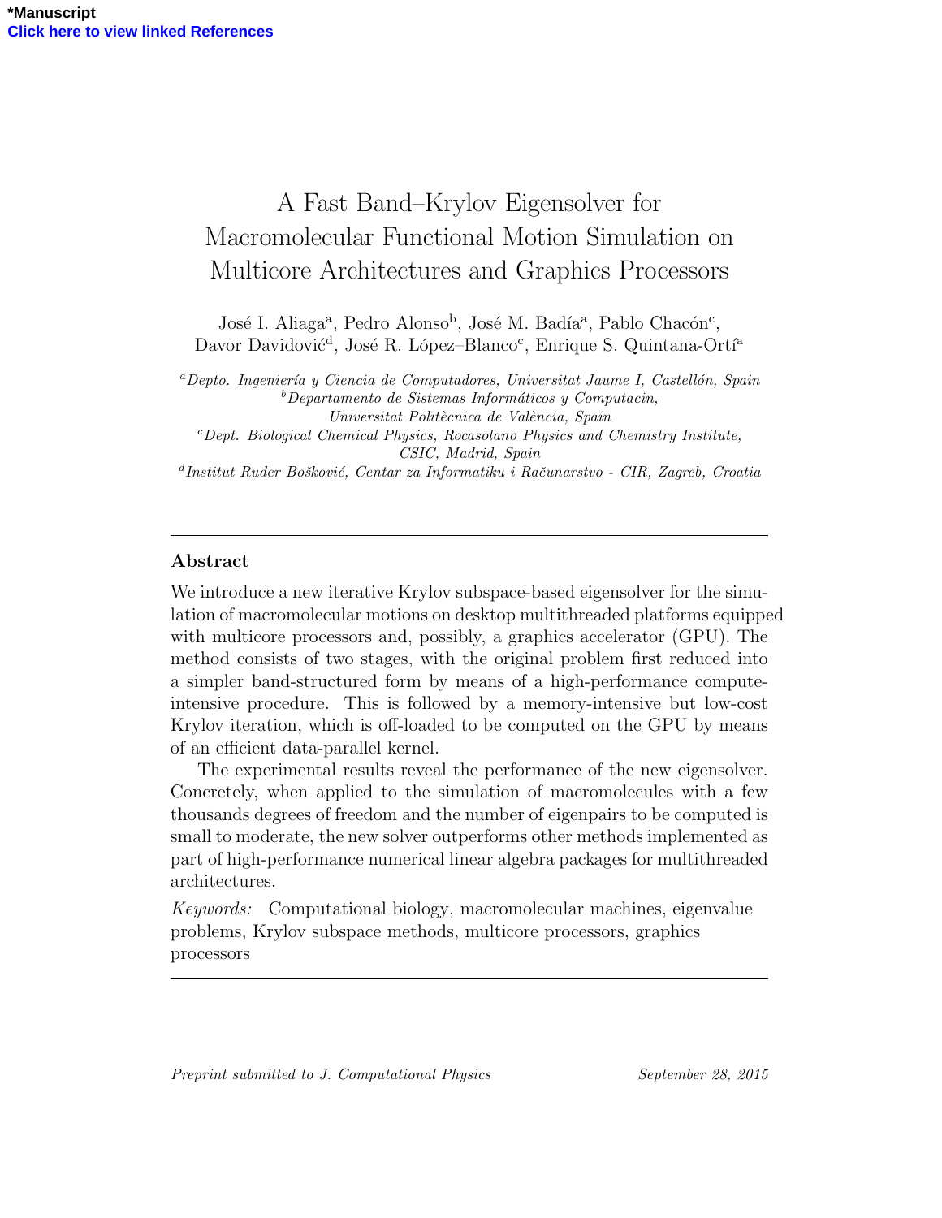# A Fast Band–Krylov Eigensolver for Macromolecular Functional Motion Simulation on Multicore Architectures and Graphics Processors

José I. Aliaga[a], Pedro Alonso[b], José M. Badía[a], Pablo Chacón[c], Davor Davidović[d], José R. López–Blanco[c], Enrique S. Quintana-Ortí[a]

[a]*Depto. Ingeniería y Ciencia de Computadores, Universitat Jaume I, Castellón, Spain*
[b]*Departamento de Sistemas Informáticos y Computacin, Universitat Politècnica de València, Spain*
[c]*Dept. Biological Chemical Physics, Rocasolano Physics and Chemistry Institute, CSIC, Madrid, Spain*
[d]*Institut Ruder Bošković, Centar za Informatiku i Računarstvo - CIR, Zagreb, Croatia*

## Abstract

We introduce a new iterative Krylov subspace-based eigensolver for the simulation of macromolecular motions on desktop multithreaded platforms equipped with multicore processors and, possibly, a graphics accelerator (GPU). The method consists of two stages, with the original problem first reduced into a simpler band-structured form by means of a high-performance compute-intensive procedure. This is followed by a memory-intensive but low-cost Krylov iteration, which is off-loaded to be computed on the GPU by means of an efficient data-parallel kernel.

The experimental results reveal the performance of the new eigensolver. Concretely, when applied to the simulation of macromolecules with a few thousands degrees of freedom and the number of eigenpairs to be computed is small to moderate, the new solver outperforms other methods implemented as part of high-performance numerical linear algebra packages for multithreaded architectures.

*Keywords:* Computational biology, macromolecular machines, eigenvalue problems, Krylov subspace methods, multicore processors, graphics processors

*Preprint submitted to J. Computational Physics* September 28, 2015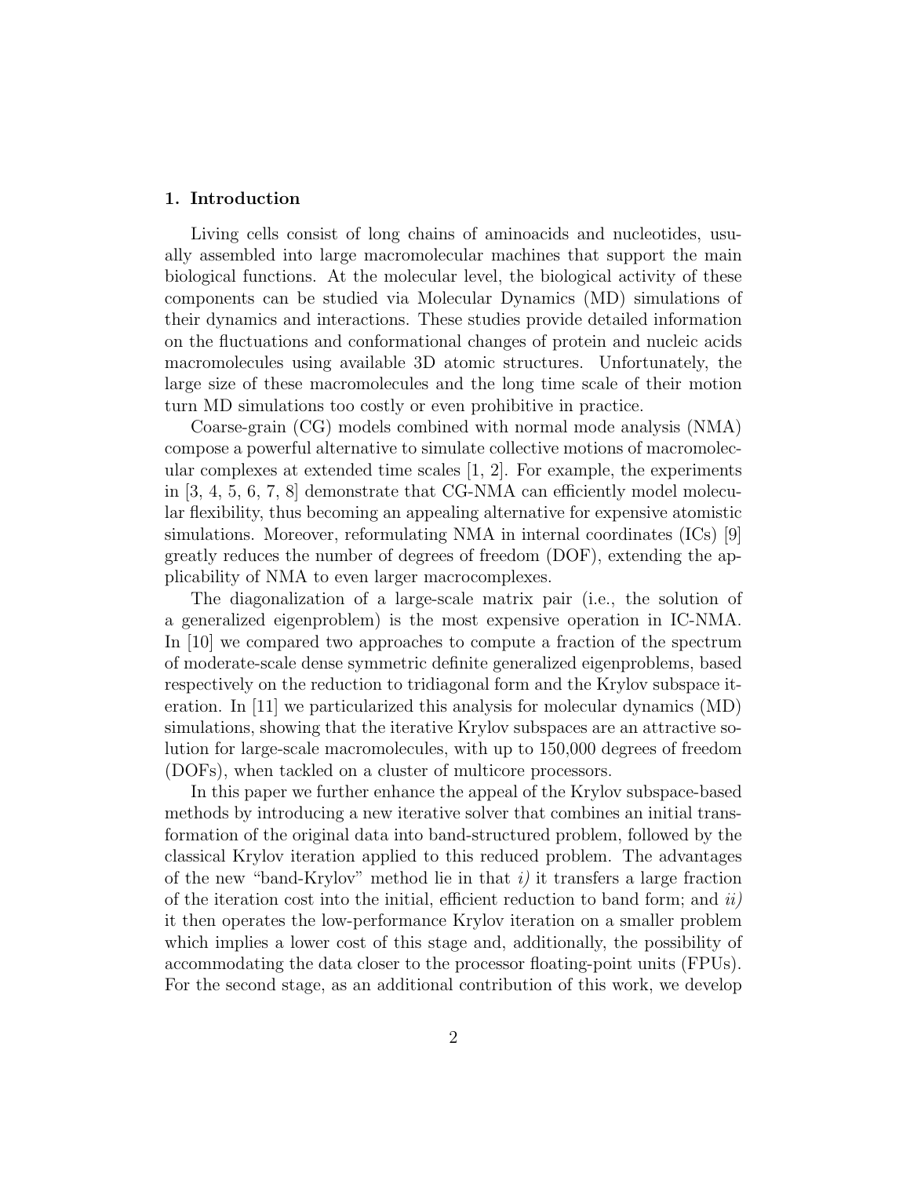## 1. Introduction

Living cells consist of long chains of aminoacids and nucleotides, usually assembled into large macromolecular machines that support the main biological functions. At the molecular level, the biological activity of these components can be studied via Molecular Dynamics (MD) simulations of their dynamics and interactions. These studies provide detailed information on the fluctuations and conformational changes of protein and nucleic acids macromolecules using available 3D atomic structures. Unfortunately, the large size of these macromolecules and the long time scale of their motion turn MD simulations too costly or even prohibitive in practice.

Coarse-grain (CG) models combined with normal mode analysis (NMA) compose a powerful alternative to simulate collective motions of macromolecular complexes at extended time scales [1, 2]. For example, the experiments in [3, 4, 5, 6, 7, 8] demonstrate that CG-NMA can efficiently model molecular flexibility, thus becoming an appealing alternative for expensive atomistic simulations. Moreover, reformulating NMA in internal coordinates (ICs) [9] greatly reduces the number of degrees of freedom (DOF), extending the applicability of NMA to even larger macrocomplexes.

The diagonalization of a large-scale matrix pair (i.e., the solution of a generalized eigenproblem) is the most expensive operation in IC-NMA. In [10] we compared two approaches to compute a fraction of the spectrum of moderate-scale dense symmetric definite generalized eigenproblems, based respectively on the reduction to tridiagonal form and the Krylov subspace iteration. In [11] we particularized this analysis for molecular dynamics (MD) simulations, showing that the iterative Krylov subspaces are an attractive solution for large-scale macromolecules, with up to 150,000 degrees of freedom (DOFs), when tackled on a cluster of multicore processors.

In this paper we further enhance the appeal of the Krylov subspace-based methods by introducing a new iterative solver that combines an initial transformation of the original data into band-structured problem, followed by the classical Krylov iteration applied to this reduced problem. The advantages of the new "band-Krylov" method lie in that *i)* it transfers a large fraction of the iteration cost into the initial, efficient reduction to band form; and *ii)* it then operates the low-performance Krylov iteration on a smaller problem which implies a lower cost of this stage and, additionally, the possibility of accommodating the data closer to the processor floating-point units (FPUs). For the second stage, as an additional contribution of this work, we develop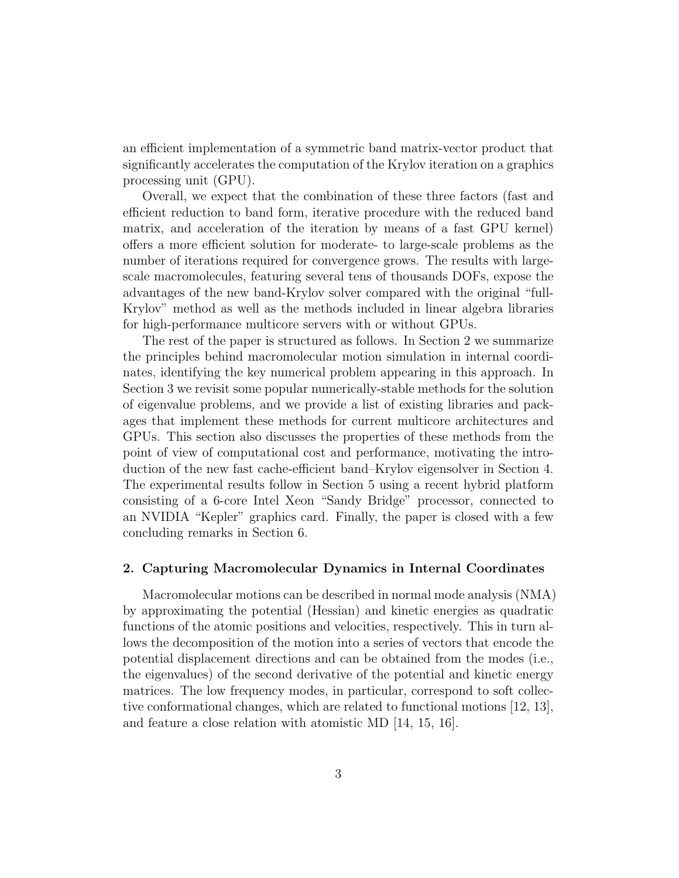an efficient implementation of a symmetric band matrix-vector product that significantly accelerates the computation of the Krylov iteration on a graphics processing unit (GPU).

Overall, we expect that the combination of these three factors (fast and efficient reduction to band form, iterative procedure with the reduced band matrix, and acceleration of the iteration by means of a fast GPU kernel) offers a more efficient solution for moderate- to large-scale problems as the number of iterations required for convergence grows. The results with large-scale macromolecules, featuring several tens of thousands DOFs, expose the advantages of the new band-Krylov solver compared with the original "full-Krylov" method as well as the methods included in linear algebra libraries for high-performance multicore servers with or without GPUs.

The rest of the paper is structured as follows. In Section 2 we summarize the principles behind macromolecular motion simulation in internal coordinates, identifying the key numerical problem appearing in this approach. In Section 3 we revisit some popular numerically-stable methods for the solution of eigenvalue problems, and we provide a list of existing libraries and packages that implement these methods for current multicore architectures and GPUs. This section also discusses the properties of these methods from the point of view of computational cost and performance, motivating the introduction of the new fast cache-efficient band–Krylov eigensolver in Section 4. The experimental results follow in Section 5 using a recent hybrid platform consisting of a 6-core Intel Xeon "Sandy Bridge" processor, connected to an NVIDIA "Kepler" graphics card. Finally, the paper is closed with a few concluding remarks in Section 6.

## 2. Capturing Macromolecular Dynamics in Internal Coordinates

Macromolecular motions can be described in normal mode analysis (NMA) by approximating the potential (Hessian) and kinetic energies as quadratic functions of the atomic positions and velocities, respectively. This in turn allows the decomposition of the motion into a series of vectors that encode the potential displacement directions and can be obtained from the modes (i.e., the eigenvalues) of the second derivative of the potential and kinetic energy matrices. The low frequency modes, in particular, correspond to soft collective conformational changes, which are related to functional motions [12, 13], and feature a close relation with atomistic MD [14, 15, 16].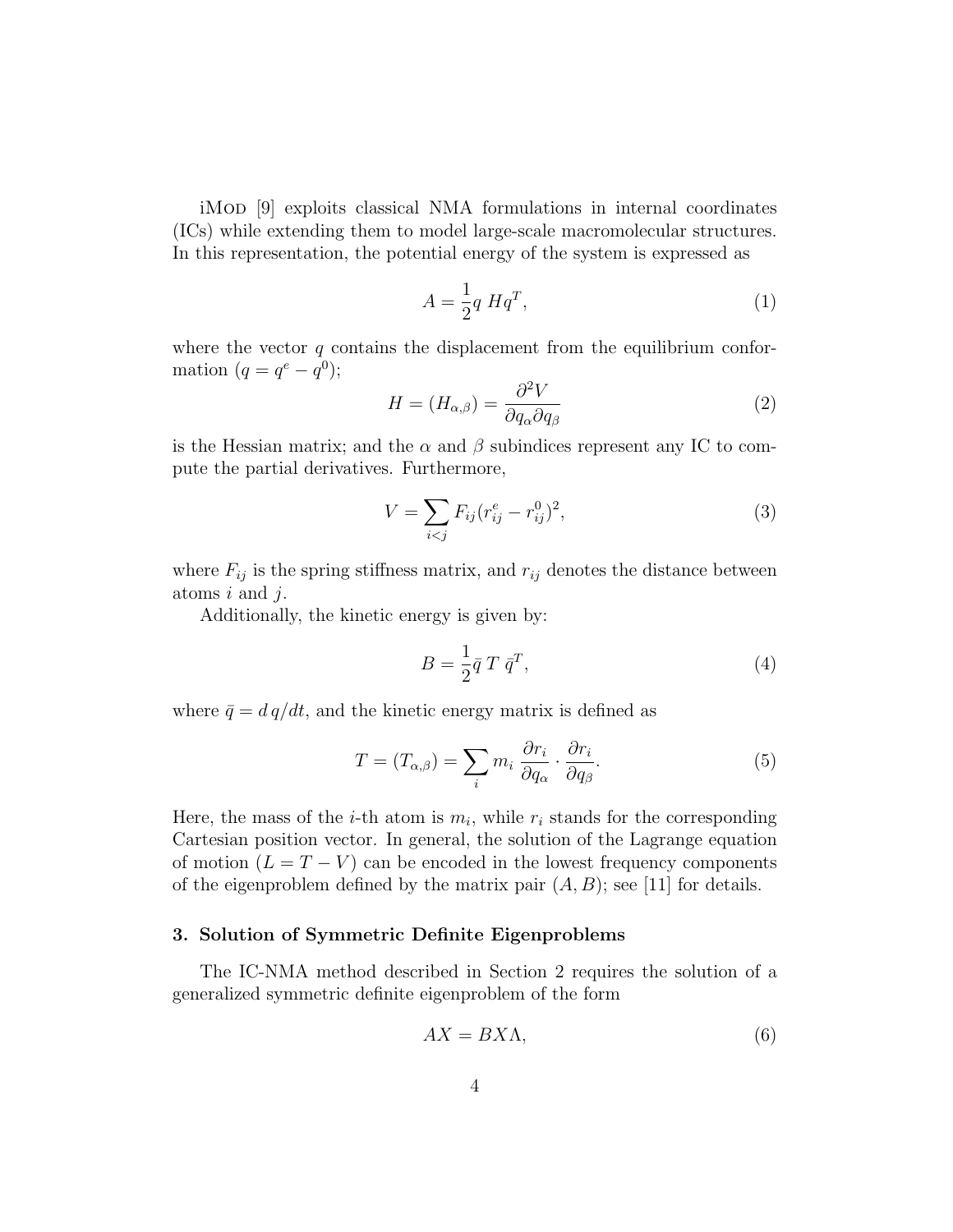iMod [9] exploits classical NMA formulations in internal coordinates (ICs) while extending them to model large-scale macromolecular structures. In this representation, the potential energy of the system is expressed as

$$A = \frac{1}{2} q \; H q^T, \tag{1}$$

where the vector $q$ contains the displacement from the equilibrium conformation ($q = q^e - q^0$);

$$H = (H_{\alpha,\beta}) = \frac{\partial^2 V}{\partial q_\alpha \partial q_\beta} \tag{2}$$

is the Hessian matrix; and the $\alpha$ and $\beta$ subindices represent any IC to compute the partial derivatives. Furthermore,

$$V = \sum_{i<j} F_{ij} (r_{ij}^e - r_{ij}^0)^2, \tag{3}$$

where $F_{ij}$ is the spring stiffness matrix, and $r_{ij}$ denotes the distance between atoms $i$ and $j$.

Additionally, the kinetic energy is given by:

$$B = \frac{1}{2} \bar{q} \; T \; \bar{q}^T, \tag{4}$$

where $\bar{q} = d\,q/dt$, and the kinetic energy matrix is defined as

$$T = (T_{\alpha,\beta}) = \sum_i m_i \; \frac{\partial r_i}{\partial q_\alpha} \cdot \frac{\partial r_i}{\partial q_\beta}. \tag{5}$$

Here, the mass of the $i$-th atom is $m_i$, while $r_i$ stands for the corresponding Cartesian position vector. In general, the solution of the Lagrange equation of motion ($L = T - V$) can be encoded in the lowest frequency components of the eigenproblem defined by the matrix pair $(A, B)$; see [11] for details.

## 3. Solution of Symmetric Definite Eigenproblems

The IC-NMA method described in Section 2 requires the solution of a generalized symmetric definite eigenproblem of the form

$$AX = BX\Lambda, \tag{6}$$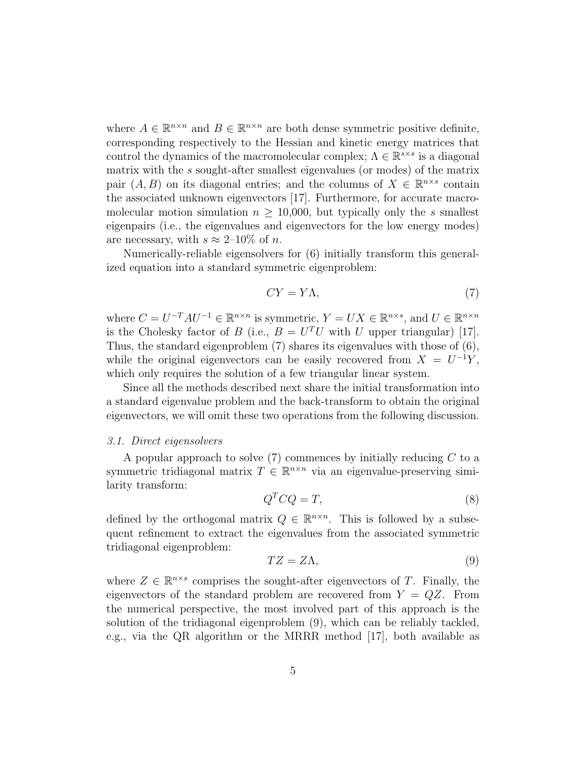where $A \in \mathbb{R}^{n \times n}$ and $B \in \mathbb{R}^{n \times n}$ are both dense symmetric positive definite, corresponding respectively to the Hessian and kinetic energy matrices that control the dynamics of the macromolecular complex; $\Lambda \in \mathbb{R}^{s \times s}$ is a diagonal matrix with the $s$ sought-after smallest eigenvalues (or modes) of the matrix pair $(A, B)$ on its diagonal entries; and the columns of $X \in \mathbb{R}^{n \times s}$ contain the associated unknown eigenvectors [17]. Furthermore, for accurate macromolecular motion simulation $n \geq 10{,}000$, but typically only the $s$ smallest eigenpairs (i.e., the eigenvalues and eigenvectors for the low energy modes) are necessary, with $s \approx 2$–$10\%$ of $n$.

Numerically-reliable eigensolvers for (6) initially transform this generalized equation into a standard symmetric eigenproblem:

$$CY = Y\Lambda, \tag{7}$$

where $C = U^{-T}AU^{-1} \in \mathbb{R}^{n \times n}$ is symmetric, $Y = UX \in \mathbb{R}^{n \times s}$, and $U \in \mathbb{R}^{n \times n}$ is the Cholesky factor of $B$ (i.e., $B = U^TU$ with $U$ upper triangular) [17]. Thus, the standard eigenproblem (7) shares its eigenvalues with those of (6), while the original eigenvectors can be easily recovered from $X = U^{-1}Y$, which only requires the solution of a few triangular linear system.

Since all the methods described next share the initial transformation into a standard eigenvalue problem and the back-transform to obtain the original eigenvectors, we will omit these two operations from the following discussion.

### *3.1. Direct eigensolvers*

A popular approach to solve (7) commences by initially reducing $C$ to a symmetric tridiagonal matrix $T \in \mathbb{R}^{n \times n}$ via an eigenvalue-preserving similarity transform:

$$Q^TCQ = T, \tag{8}$$

defined by the orthogonal matrix $Q \in \mathbb{R}^{n \times n}$. This is followed by a subsequent refinement to extract the eigenvalues from the associated symmetric tridiagonal eigenproblem:

$$TZ = Z\Lambda, \tag{9}$$

where $Z \in \mathbb{R}^{n \times s}$ comprises the sought-after eigenvectors of $T$. Finally, the eigenvectors of the standard problem are recovered from $Y = QZ$. From the numerical perspective, the most involved part of this approach is the solution of the tridiagonal eigenproblem (9), which can be reliably tackled, e.g., via the QR algorithm or the MRRR method [17], both available as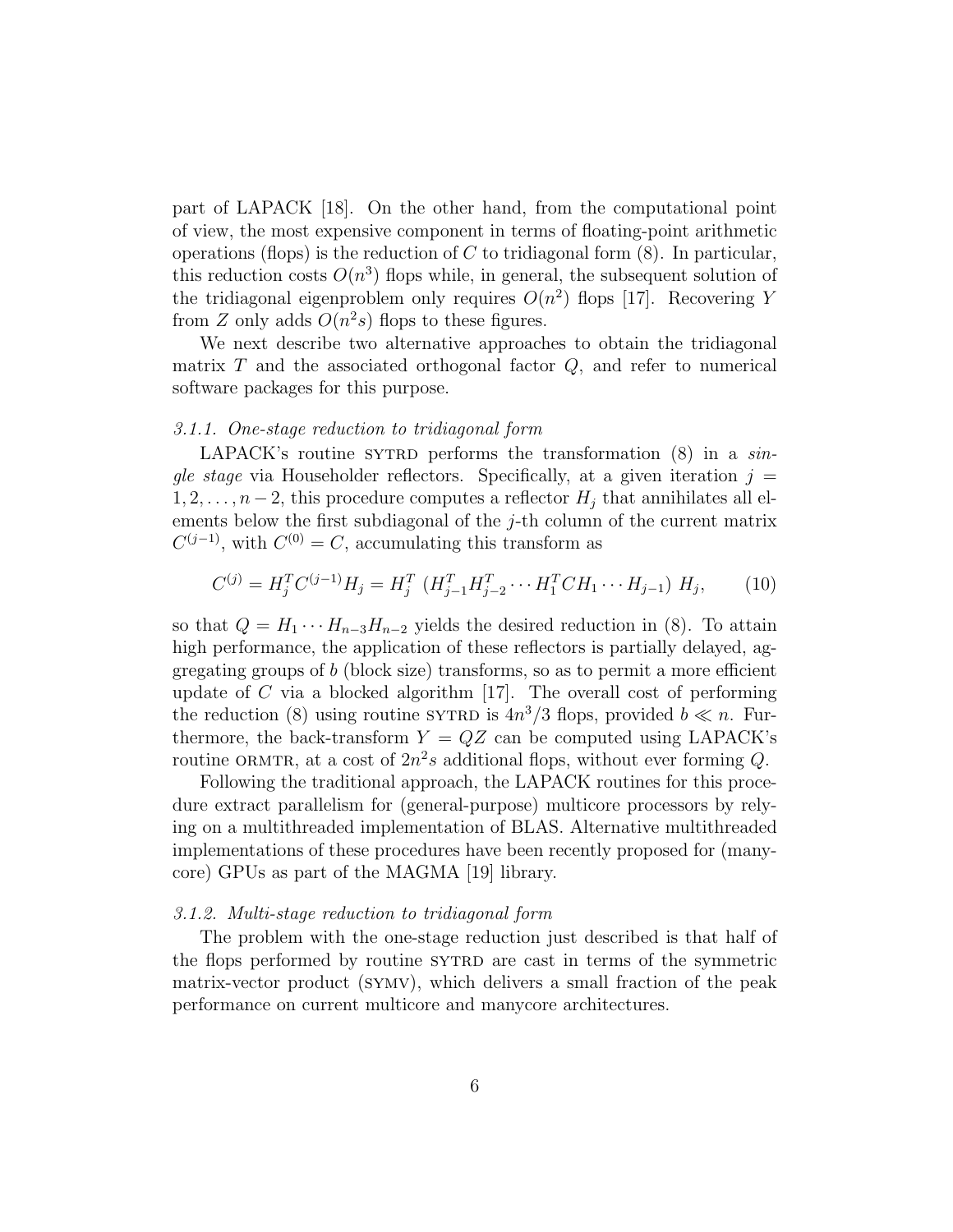part of LAPACK [18]. On the other hand, from the computational point of view, the most expensive component in terms of floating-point arithmetic operations (flops) is the reduction of $C$ to tridiagonal form (8). In particular, this reduction costs $O(n^3)$ flops while, in general, the subsequent solution of the tridiagonal eigenproblem only requires $O(n^2)$ flops [17]. Recovering $Y$ from $Z$ only adds $O(n^2 s)$ flops to these figures.

We next describe two alternative approaches to obtain the tridiagonal matrix $T$ and the associated orthogonal factor $Q$, and refer to numerical software packages for this purpose.

### *3.1.1. One-stage reduction to tridiagonal form*

LAPACK's routine SYTRD performs the transformation (8) in a *single stage* via Householder reflectors. Specifically, at a given iteration $j = 1, 2, \ldots, n-2$, this procedure computes a reflector $H_j$ that annihilates all elements below the first subdiagonal of the $j$-th column of the current matrix $C^{(j-1)}$, with $C^{(0)} = C$, accumulating this transform as

$$C^{(j)} = H_j^T C^{(j-1)} H_j = H_j^T \; (H_{j-1}^T H_{j-2}^T \cdots H_1^T C H_1 \cdots H_{j-1}) \; H_j, \qquad (10)$$

so that $Q = H_1 \cdots H_{n-3} H_{n-2}$ yields the desired reduction in (8). To attain high performance, the application of these reflectors is partially delayed, aggregating groups of $b$ (block size) transforms, so as to permit a more efficient update of $C$ via a blocked algorithm [17]. The overall cost of performing the reduction (8) using routine SYTRD is $4n^3/3$ flops, provided $b \ll n$. Furthermore, the back-transform $Y = QZ$ can be computed using LAPACK's routine ORMTR, at a cost of $2n^2 s$ additional flops, without ever forming $Q$.

Following the traditional approach, the LAPACK routines for this procedure extract parallelism for (general-purpose) multicore processors by relying on a multithreaded implementation of BLAS. Alternative multithreaded implementations of these procedures have been recently proposed for (manycore) GPUs as part of the MAGMA [19] library.

### *3.1.2. Multi-stage reduction to tridiagonal form*

The problem with the one-stage reduction just described is that half of the flops performed by routine SYTRD are cast in terms of the symmetric matrix-vector product (SYMV), which delivers a small fraction of the peak performance on current multicore and manycore architectures.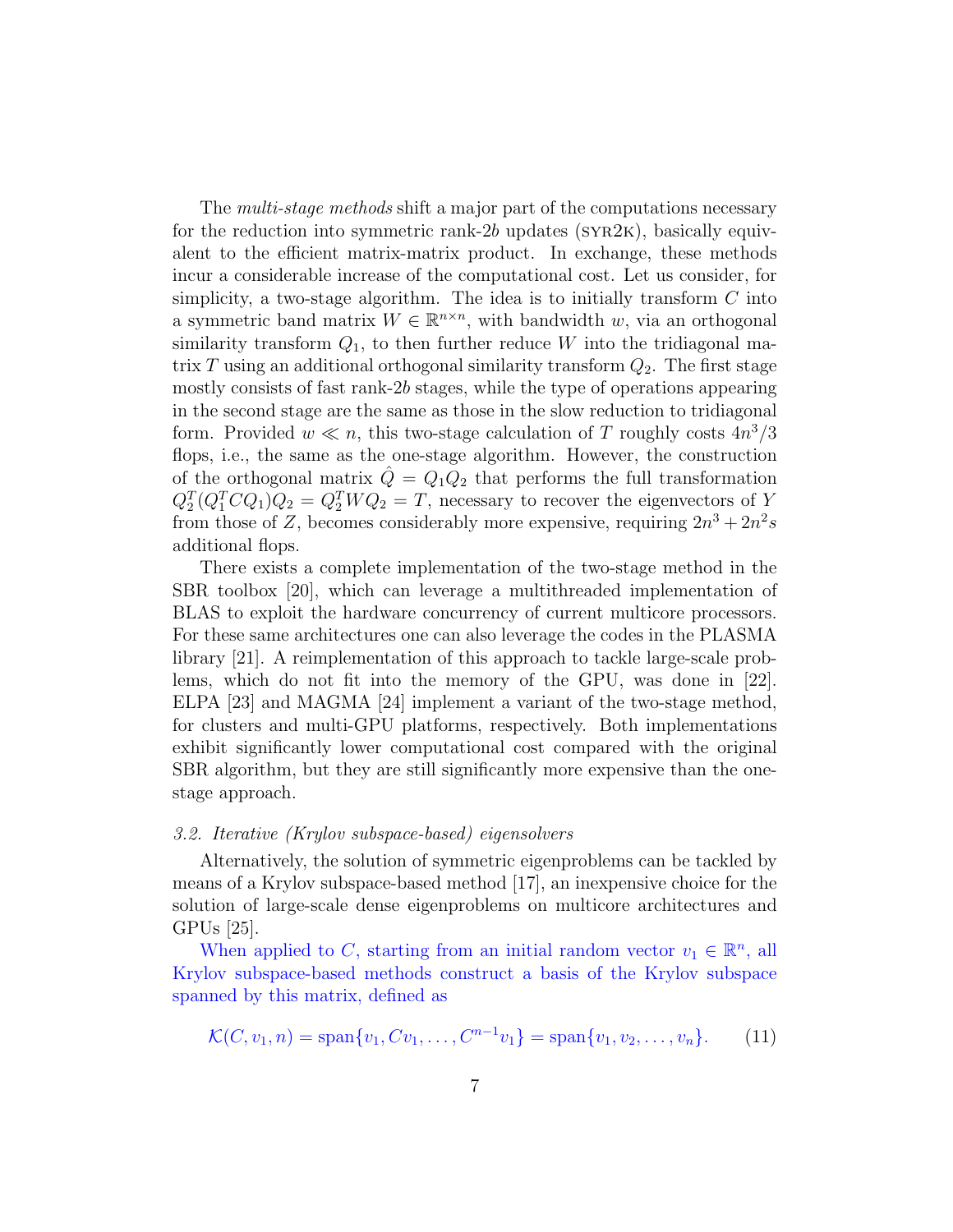The *multi-stage methods* shift a major part of the computations necessary for the reduction into symmetric rank-$2b$ updates (SYR2K), basically equivalent to the efficient matrix-matrix product. In exchange, these methods incur a considerable increase of the computational cost. Let us consider, for simplicity, a two-stage algorithm. The idea is to initially transform $C$ into a symmetric band matrix $W \in \mathbb{R}^{n \times n}$, with bandwidth $w$, via an orthogonal similarity transform $Q_1$, to then further reduce $W$ into the tridiagonal matrix $T$ using an additional orthogonal similarity transform $Q_2$. The first stage mostly consists of fast rank-$2b$ stages, while the type of operations appearing in the second stage are the same as those in the slow reduction to tridiagonal form. Provided $w \ll n$, this two-stage calculation of $T$ roughly costs $4n^3/3$ flops, i.e., the same as the one-stage algorithm. However, the construction of the orthogonal matrix $\hat{Q} = Q_1 Q_2$ that performs the full transformation $Q_2^T (Q_1^T C Q_1) Q_2 = Q_2^T W Q_2 = T$, necessary to recover the eigenvectors of $Y$ from those of $Z$, becomes considerably more expensive, requiring $2n^3 + 2n^2 s$ additional flops.

There exists a complete implementation of the two-stage method in the SBR toolbox [20], which can leverage a multithreaded implementation of BLAS to exploit the hardware concurrency of current multicore processors. For these same architectures one can also leverage the codes in the PLASMA library [21]. A reimplementation of this approach to tackle large-scale problems, which do not fit into the memory of the GPU, was done in [22]. ELPA [23] and MAGMA [24] implement a variant of the two-stage method, for clusters and multi-GPU platforms, respectively. Both implementations exhibit significantly lower computational cost compared with the original SBR algorithm, but they are still significantly more expensive than the one-stage approach.

### *3.2. Iterative (Krylov subspace-based) eigensolvers*

Alternatively, the solution of symmetric eigenproblems can be tackled by means of a Krylov subspace-based method [17], an inexpensive choice for the solution of large-scale dense eigenproblems on multicore architectures and GPUs [25].

When applied to $C$, starting from an initial random vector $v_1 \in \mathbb{R}^n$, all Krylov subspace-based methods construct a basis of the Krylov subspace spanned by this matrix, defined as

$$\mathcal{K}(C, v_1, n) = \text{span}\{v_1, Cv_1, \ldots, C^{n-1}v_1\} = \text{span}\{v_1, v_2, \ldots, v_n\}. \tag{11}$$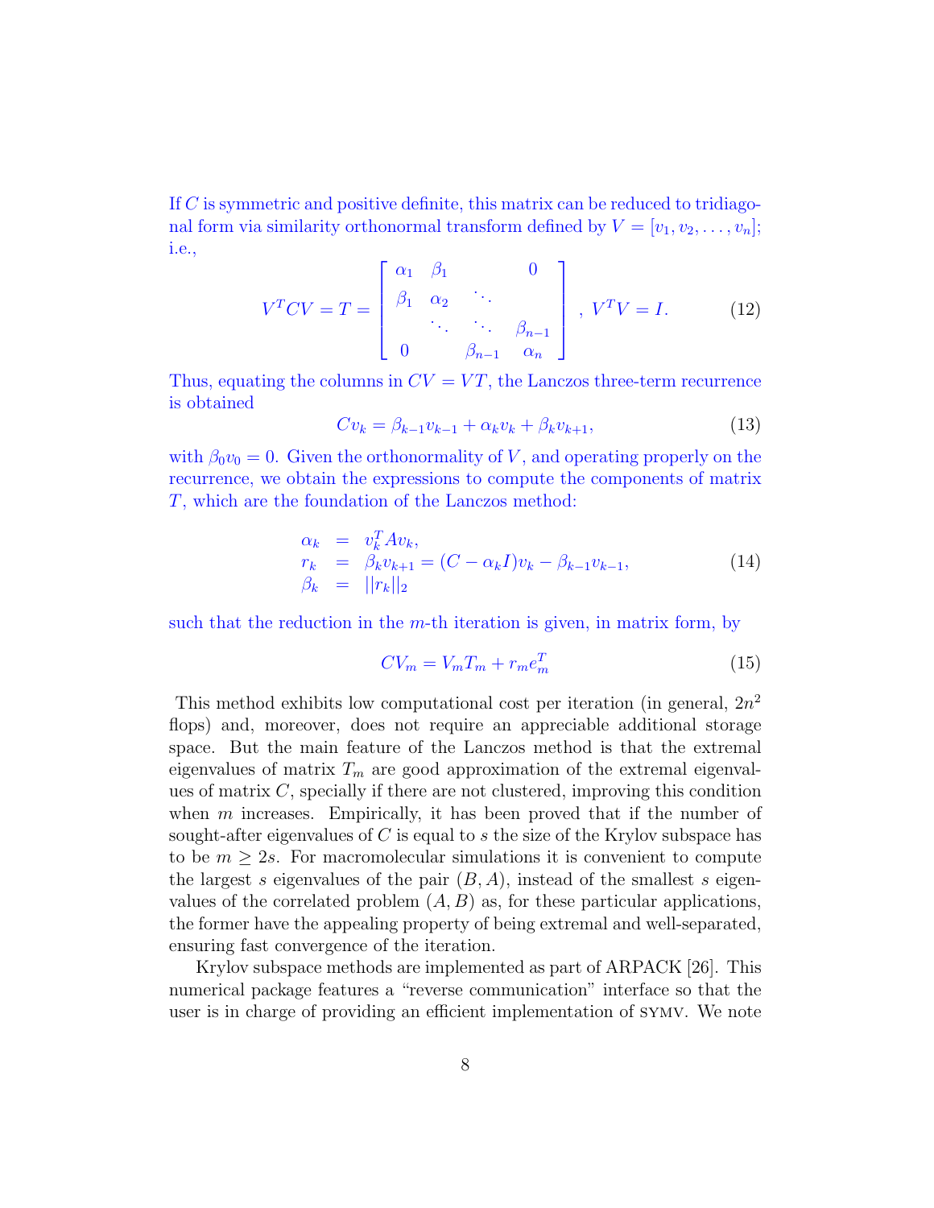If $C$ is symmetric and positive definite, this matrix can be reduced to tridiagonal form via similarity orthonormal transform defined by $V = [v_1, v_2, \ldots, v_n]$; i.e.,

$$V^T C V = T = \begin{bmatrix} \alpha_1 & \beta_1 & & 0 \\ \beta_1 & \alpha_2 & \ddots & \\ & \ddots & \ddots & \beta_{n-1} \\ 0 & & \beta_{n-1} & \alpha_n \end{bmatrix}, \; V^T V = I. \tag{12}$$

Thus, equating the columns in $CV = VT$, the Lanczos three-term recurrence is obtained

$$C v_k = \beta_{k-1} v_{k-1} + \alpha_k v_k + \beta_k v_{k+1}, \tag{13}$$

with $\beta_0 v_0 = 0$. Given the orthonormality of $V$, and operating properly on the recurrence, we obtain the expressions to compute the components of matrix $T$, which are the foundation of the Lanczos method:

$$\begin{array}{rcl} \alpha_k & = & v_k^T A v_k, \\ r_k & = & \beta_k v_{k+1} = (C - \alpha_k I) v_k - \beta_{k-1} v_{k-1}, \\ \beta_k & = & ||r_k||_2 \end{array} \tag{14}$$

such that the reduction in the $m$-th iteration is given, in matrix form, by

$$C V_m = V_m T_m + r_m e_m^T \tag{15}$$

This method exhibits low computational cost per iteration (in general, $2n^2$ flops) and, moreover, does not require an appreciable additional storage space. But the main feature of the Lanczos method is that the extremal eigenvalues of matrix $T_m$ are good approximation of the extremal eigenvalues of matrix $C$, specially if there are not clustered, improving this condition when $m$ increases. Empirically, it has been proved that if the number of sought-after eigenvalues of $C$ is equal to $s$ the size of the Krylov subspace has to be $m \geq 2s$. For macromolecular simulations it is convenient to compute the largest $s$ eigenvalues of the pair $(B, A)$, instead of the smallest $s$ eigenvalues of the correlated problem $(A, B)$ as, for these particular applications, the former have the appealing property of being extremal and well-separated, ensuring fast convergence of the iteration.

Krylov subspace methods are implemented as part of ARPACK [26]. This numerical package features a "reverse communication" interface so that the user is in charge of providing an efficient implementation of SYMV. We note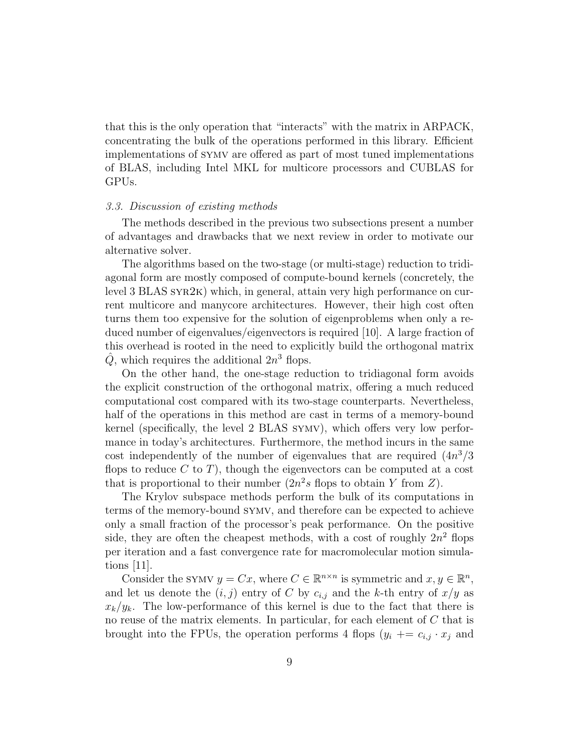that this is the only operation that "interacts" with the matrix in ARPACK, concentrating the bulk of the operations performed in this library. Efficient implementations of SYMV are offered as part of most tuned implementations of BLAS, including Intel MKL for multicore processors and CUBLAS for GPUs.

### *3.3. Discussion of existing methods*

The methods described in the previous two subsections present a number of advantages and drawbacks that we next review in order to motivate our alternative solver.

The algorithms based on the two-stage (or multi-stage) reduction to tridiagonal form are mostly composed of compute-bound kernels (concretely, the level 3 BLAS SYR2K) which, in general, attain very high performance on current multicore and manycore architectures. However, their high cost often turns them too expensive for the solution of eigenproblems when only a reduced number of eigenvalues/eigenvectors is required [10]. A large fraction of this overhead is rooted in the need to explicitly build the orthogonal matrix $\hat{Q}$, which requires the additional $2n^3$ flops.

On the other hand, the one-stage reduction to tridiagonal form avoids the explicit construction of the orthogonal matrix, offering a much reduced computational cost compared with its two-stage counterparts. Nevertheless, half of the operations in this method are cast in terms of a memory-bound kernel (specifically, the level 2 BLAS SYMV), which offers very low performance in today's architectures. Furthermore, the method incurs in the same cost independently of the number of eigenvalues that are required ($4n^3/3$ flops to reduce $C$ to $T$), though the eigenvectors can be computed at a cost that is proportional to their number ($2n^2s$ flops to obtain $Y$ from $Z$).

The Krylov subspace methods perform the bulk of its computations in terms of the memory-bound SYMV, and therefore can be expected to achieve only a small fraction of the processor's peak performance. On the positive side, they are often the cheapest methods, with a cost of roughly $2n^2$ flops per iteration and a fast convergence rate for macromolecular motion simulations [11].

Consider the SYMV $y = Cx$, where $C \in \mathbb{R}^{n \times n}$ is symmetric and $x, y \in \mathbb{R}^n$, and let us denote the $(i, j)$ entry of $C$ by $c_{i,j}$ and the $k$-th entry of $x/y$ as $x_k/y_k$. The low-performance of this kernel is due to the fact that there is no reuse of the matrix elements. In particular, for each element of $C$ that is brought into the FPUs, the operation performs 4 flops ($y_i$ += $c_{i,j} \cdot x_j$ and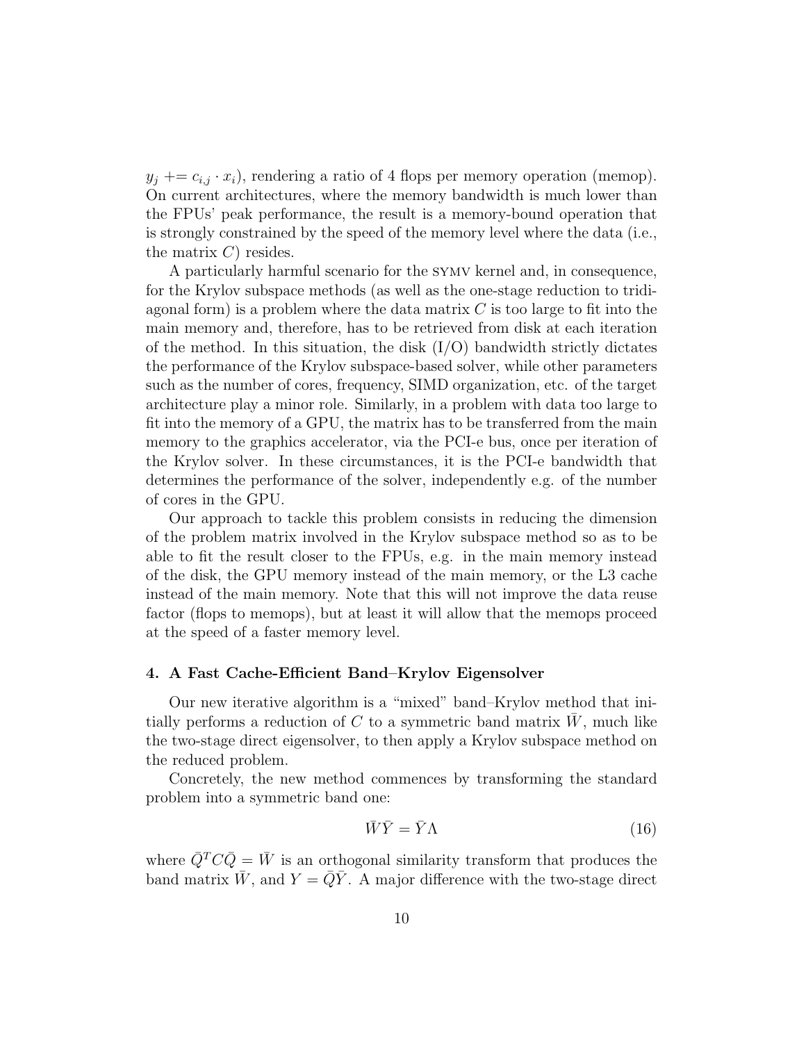$y_j \mathrel{+}= c_{i,j} \cdot x_i$), rendering a ratio of 4 flops per memory operation (memop). On current architectures, where the memory bandwidth is much lower than the FPUs' peak performance, the result is a memory-bound operation that is strongly constrained by the speed of the memory level where the data (i.e., the matrix $C$) resides.

A particularly harmful scenario for the SYMV kernel and, in consequence, for the Krylov subspace methods (as well as the one-stage reduction to tridiagonal form) is a problem where the data matrix $C$ is too large to fit into the main memory and, therefore, has to be retrieved from disk at each iteration of the method. In this situation, the disk (I/O) bandwidth strictly dictates the performance of the Krylov subspace-based solver, while other parameters such as the number of cores, frequency, SIMD organization, etc. of the target architecture play a minor role. Similarly, in a problem with data too large to fit into the memory of a GPU, the matrix has to be transferred from the main memory to the graphics accelerator, via the PCI-e bus, once per iteration of the Krylov solver. In these circumstances, it is the PCI-e bandwidth that determines the performance of the solver, independently e.g. of the number of cores in the GPU.

Our approach to tackle this problem consists in reducing the dimension of the problem matrix involved in the Krylov subspace method so as to be able to fit the result closer to the FPUs, e.g. in the main memory instead of the disk, the GPU memory instead of the main memory, or the L3 cache instead of the main memory. Note that this will not improve the data reuse factor (flops to memops), but at least it will allow that the memops proceed at the speed of a faster memory level.

## 4. A Fast Cache-Efficient Band–Krylov Eigensolver

Our new iterative algorithm is a "mixed" band–Krylov method that initially performs a reduction of $C$ to a symmetric band matrix $\bar{W}$, much like the two-stage direct eigensolver, to then apply a Krylov subspace method on the reduced problem.

Concretely, the new method commences by transforming the standard problem into a symmetric band one:

$$\bar{W}\bar{Y} = \bar{Y}\Lambda \tag{16}$$

where $\bar{Q}^T C \bar{Q} = \bar{W}$ is an orthogonal similarity transform that produces the band matrix $\bar{W}$, and $Y = \bar{Q}\bar{Y}$. A major difference with the two-stage direct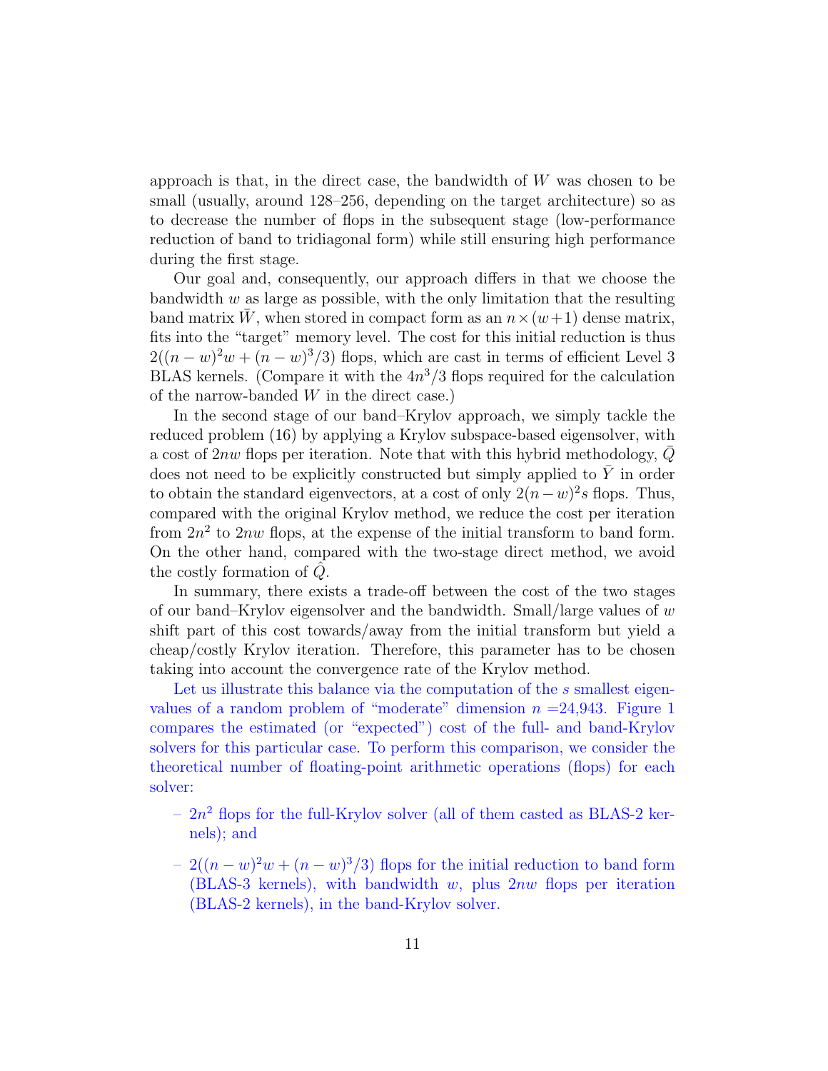approach is that, in the direct case, the bandwidth of $W$ was chosen to be small (usually, around 128–256, depending on the target architecture) so as to decrease the number of flops in the subsequent stage (low-performance reduction of band to tridiagonal form) while still ensuring high performance during the first stage.

Our goal and, consequently, our approach differs in that we choose the bandwidth $w$ as large as possible, with the only limitation that the resulting band matrix $\bar{W}$, when stored in compact form as an $n \times (w+1)$ dense matrix, fits into the "target" memory level. The cost for this initial reduction is thus $2((n-w)^2 w + (n-w)^3/3)$ flops, which are cast in terms of efficient Level 3 BLAS kernels. (Compare it with the $4n^3/3$ flops required for the calculation of the narrow-banded $W$ in the direct case.)

In the second stage of our band–Krylov approach, we simply tackle the reduced problem (16) by applying a Krylov subspace-based eigensolver, with a cost of $2nw$ flops per iteration. Note that with this hybrid methodology, $\bar{Q}$ does not need to be explicitly constructed but simply applied to $\bar{Y}$ in order to obtain the standard eigenvectors, at a cost of only $2(n-w)^2 s$ flops. Thus, compared with the original Krylov method, we reduce the cost per iteration from $2n^2$ to $2nw$ flops, at the expense of the initial transform to band form. On the other hand, compared with the two-stage direct method, we avoid the costly formation of $\hat{Q}$.

In summary, there exists a trade-off between the cost of the two stages of our band–Krylov eigensolver and the bandwidth. Small/large values of $w$ shift part of this cost towards/away from the initial transform but yield a cheap/costly Krylov iteration. Therefore, this parameter has to be chosen taking into account the convergence rate of the Krylov method.

Let us illustrate this balance via the computation of the $s$ smallest eigenvalues of a random problem of "moderate" dimension $n$ =24,943. Figure 1 compares the estimated (or "expected") cost of the full- and band-Krylov solvers for this particular case. To perform this comparison, we consider the theoretical number of floating-point arithmetic operations (flops) for each solver:

- $2n^2$ flops for the full-Krylov solver (all of them casted as BLAS-2 kernels); and
- $2((n-w)^2 w + (n-w)^3/3)$ flops for the initial reduction to band form (BLAS-3 kernels), with bandwidth $w$, plus $2nw$ flops per iteration (BLAS-2 kernels), in the band-Krylov solver.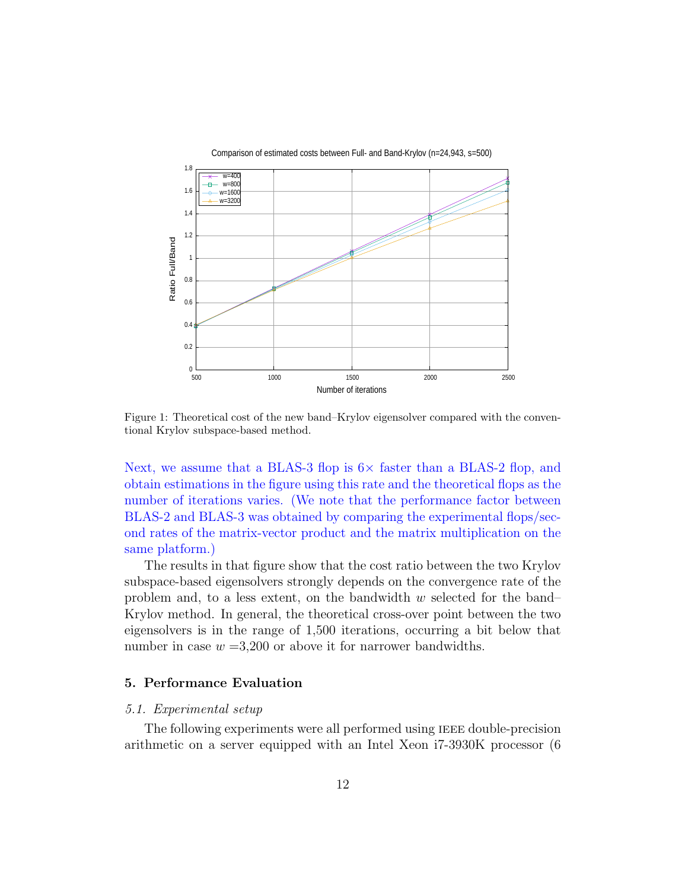Figure 1: Theoretical cost of the new band–Krylov eigensolver compared with the conventional Krylov subspace-based method.

Next, we assume that a BLAS-3 flop is 6× faster than a BLAS-2 flop, and obtain estimations in the figure using this rate and the theoretical flops as the number of iterations varies. (We note that the performance factor between BLAS-2 and BLAS-3 was obtained by comparing the experimental flops/second rates of the matrix-vector product and the matrix multiplication on the same platform.)

The results in that figure show that the cost ratio between the two Krylov subspace-based eigensolvers strongly depends on the convergence rate of the problem and, to a less extent, on the bandwidth $w$ selected for the band–Krylov method. In general, the theoretical cross-over point between the two eigensolvers is in the range of 1,500 iterations, occurring a bit below that number in case $w$ =3,200 or above it for narrower bandwidths.

## 5. Performance Evaluation

### *5.1. Experimental setup*

The following experiments were all performed using IEEE double-precision arithmetic on a server equipped with an Intel Xeon i7-3930K processor (6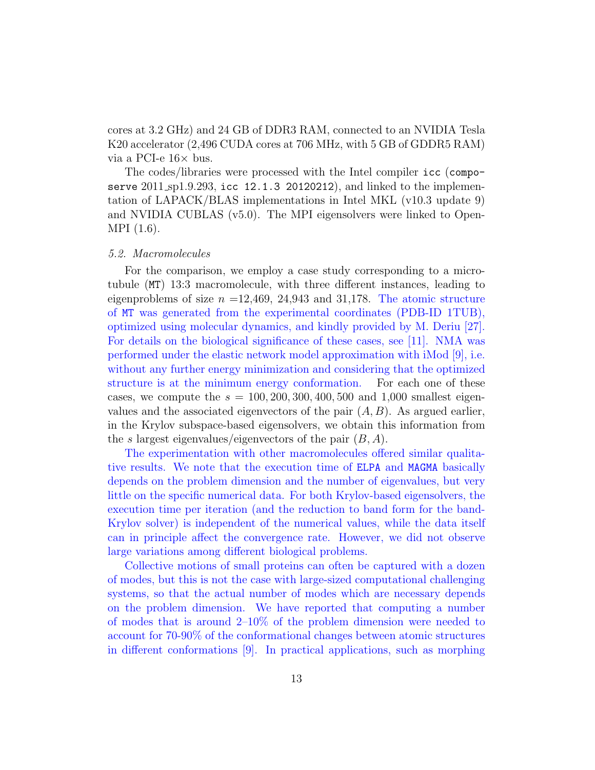cores at 3.2 GHz) and 24 GB of DDR3 RAM, connected to an NVIDIA Tesla K20 accelerator (2,496 CUDA cores at 706 MHz, with 5 GB of GDDR5 RAM) via a PCI-e 16× bus.

The codes/libraries were processed with the Intel compiler `icc` (`composerve` 2011_sp1.9.293, `icc 12.1.3 20120212`), and linked to the implementation of LAPACK/BLAS implementations in Intel MKL (v10.3 update 9) and NVIDIA CUBLAS (v5.0). The MPI eigensolvers were linked to OpenMPI (1.6).

### *5.2. Macromolecules*

For the comparison, we employ a case study corresponding to a microtubule (`MT`) 13:3 macromolecule, with three different instances, leading to eigenproblems of size $n =$12,469, 24,943 and 31,178. The atomic structure of `MT` was generated from the experimental coordinates (PDB-ID 1TUB), optimized using molecular dynamics, and kindly provided by M. Deriu [27]. For details on the biological significance of these cases, see [11]. NMA was performed under the elastic network model approximation with iMod [9], i.e. without any further energy minimization and considering that the optimized structure is at the minimum energy conformation. For each one of these cases, we compute the $s = 100, 200, 300, 400, 500$ and 1,000 smallest eigenvalues and the associated eigenvectors of the pair $(A, B)$. As argued earlier, in the Krylov subspace-based eigensolvers, we obtain this information from the $s$ largest eigenvalues/eigenvectors of the pair $(B, A)$.

The experimentation with other macromolecules offered similar qualitative results. We note that the execution time of `ELPA` and `MAGMA` basically depends on the problem dimension and the number of eigenvalues, but very little on the specific numerical data. For both Krylov-based eigensolvers, the execution time per iteration (and the reduction to band form for the band-Krylov solver) is independent of the numerical values, while the data itself can in principle affect the convergence rate. However, we did not observe large variations among different biological problems.

Collective motions of small proteins can often be captured with a dozen of modes, but this is not the case with large-sized computational challenging systems, so that the actual number of modes which are necessary depends on the problem dimension. We have reported that computing a number of modes that is around 2–10% of the problem dimension were needed to account for 70-90% of the conformational changes between atomic structures in different conformations [9]. In practical applications, such as morphing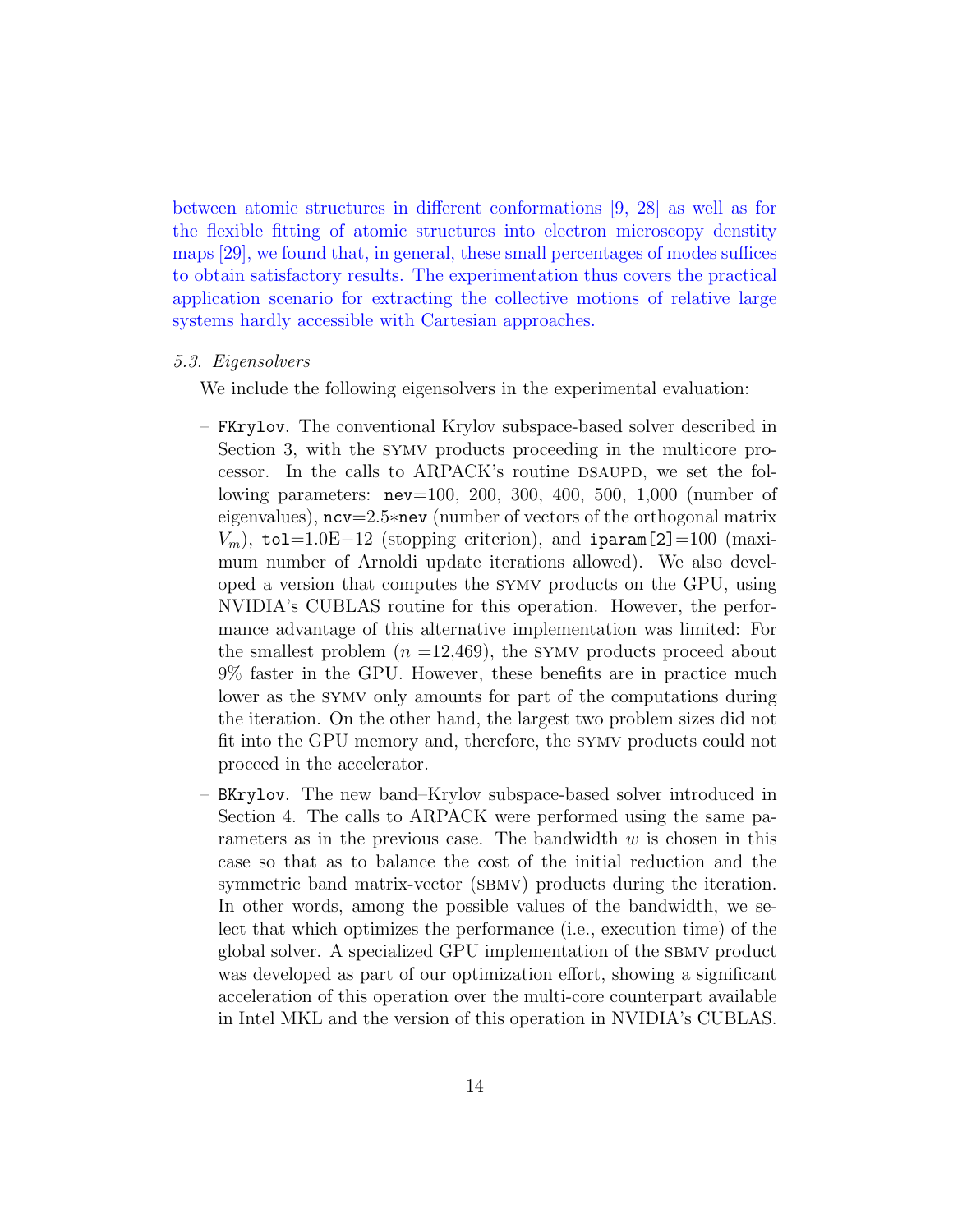between atomic structures in different conformations [9, 28] as well as for the flexible fitting of atomic structures into electron microscopy denstity maps [29], we found that, in general, these small percentages of modes suffices to obtain satisfactory results. The experimentation thus covers the practical application scenario for extracting the collective motions of relative large systems hardly accessible with Cartesian approaches.

### 5.3. Eigensolvers

We include the following eigensolvers in the experimental evaluation:

- `FKrylov`. The conventional Krylov subspace-based solver described in Section 3, with the SYMV products proceeding in the multicore processor. In the calls to ARPACK's routine DSAUPD, we set the following parameters: `nev`=100, 200, 300, 400, 500, 1,000 (number of eigenvalues), `ncv`=2.5∗`nev` (number of vectors of the orthogonal matrix $V_m$), `tol`=1.0E−12 (stopping criterion), and `iparam[2]`=100 (maximum number of Arnoldi update iterations allowed). We also developed a version that computes the SYMV products on the GPU, using NVIDIA's CUBLAS routine for this operation. However, the performance advantage of this alternative implementation was limited: For the smallest problem ($n$ =12,469), the SYMV products proceed about 9% faster in the GPU. However, these benefits are in practice much lower as the SYMV only amounts for part of the computations during the iteration. On the other hand, the largest two problem sizes did not fit into the GPU memory and, therefore, the SYMV products could not proceed in the accelerator.
- `BKrylov`. The new band–Krylov subspace-based solver introduced in Section 4. The calls to ARPACK were performed using the same parameters as in the previous case. The bandwidth $w$ is chosen in this case so that as to balance the cost of the initial reduction and the symmetric band matrix-vector (SBMV) products during the iteration. In other words, among the possible values of the bandwidth, we select that which optimizes the performance (i.e., execution time) of the global solver. A specialized GPU implementation of the SBMV product was developed as part of our optimization effort, showing a significant acceleration of this operation over the multi-core counterpart available in Intel MKL and the version of this operation in NVIDIA's CUBLAS.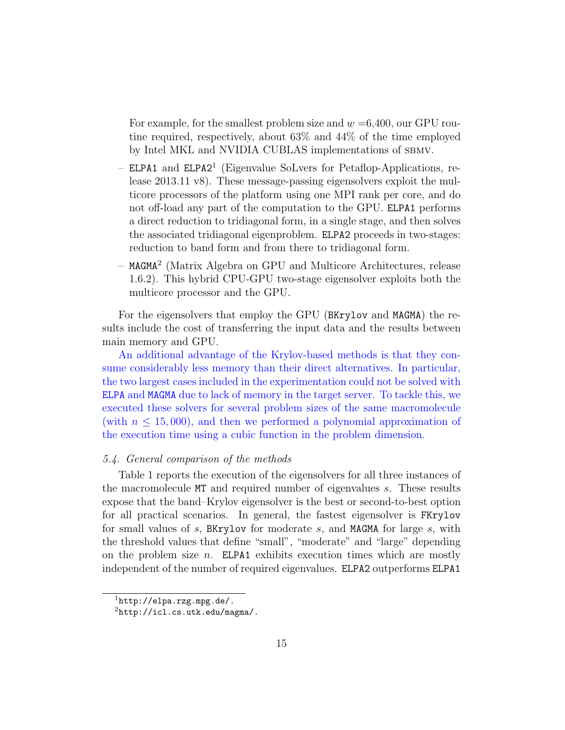For example, for the smallest problem size and $w$ =6,400, our GPU routine required, respectively, about 63% and 44% of the time employed by Intel MKL and NVIDIA CUBLAS implementations of SBMV.

- `ELPA1` and `ELPA2`[1] (Eigenvalue SoLvers for Petaflop-Applications, release 2013.11 v8). These message-passing eigensolvers exploit the multicore processors of the platform using one MPI rank per core, and do not off-load any part of the computation to the GPU. `ELPA1` performs a direct reduction to tridiagonal form, in a single stage, and then solves the associated tridiagonal eigenproblem. `ELPA2` proceeds in two-stages: reduction to band form and from there to tridiagonal form.
- `MAGMA`[2] (Matrix Algebra on GPU and Multicore Architectures, release 1.6.2). This hybrid CPU-GPU two-stage eigensolver exploits both the multicore processor and the GPU.

For the eigensolvers that employ the GPU (`BKrylov` and `MAGMA`) the results include the cost of transferring the input data and the results between main memory and GPU.

An additional advantage of the Krylov-based methods is that they consume considerably less memory than their direct alternatives. In particular, the two largest cases included in the experimentation could not be solved with `ELPA` and `MAGMA` due to lack of memory in the target server. To tackle this, we executed these solvers for several problem sizes of the same macromolecule (with $n \leq 15,000$), and then we performed a polynomial approximation of the execution time using a cubic function in the problem dimension.

### 5.4. General comparison of the methods

Table 1 reports the execution of the eigensolvers for all three instances of the macromolecule `MT` and required number of eigenvalues $s$. These results expose that the band–Krylov eigensolver is the best or second-to-best option for all practical scenarios. In general, the fastest eigensolver is `FKrylov` for small values of $s$, `BKrylov` for moderate $s$, and `MAGMA` for large $s$, with the threshold values that define "small", "moderate" and "large" depending on the problem size $n$. `ELPA1` exhibits execution times which are mostly independent of the number of required eigenvalues. `ELPA2` outperforms `ELPA1`

[1] `http://elpa.rzg.mpg.de/`.

[2] `http://icl.cs.utk.edu/magma/`.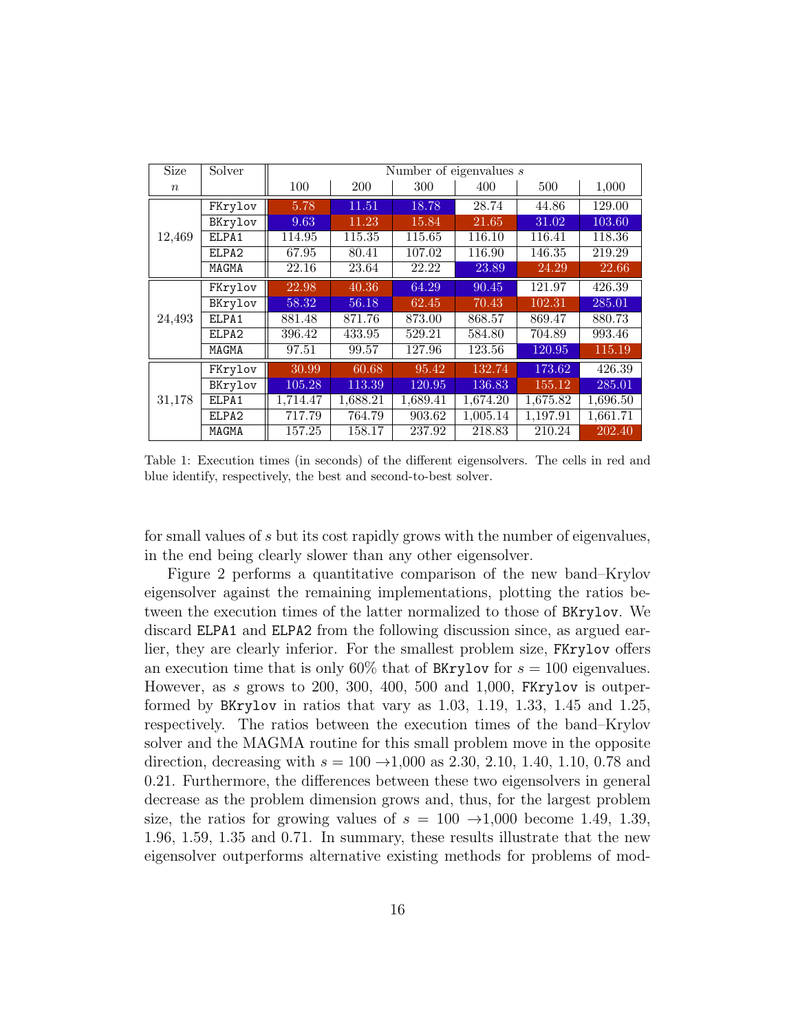| Size $n$ | Solver | Number of eigenvalues $s$ | | | | | |
|---|---|---|---|---|---|---|---|
| | | 100 | 200 | 300 | 400 | 500 | 1,000 |
| 12,469 | FKrylov | 5.78 | 11.51 | 18.78 | 28.74 | 44.86 | 129.00 |
| | BKrylov | 9.63 | 11.23 | 15.84 | 21.65 | 31.02 | 103.60 |
| | ELPA1 | 114.95 | 115.35 | 115.65 | 116.10 | 116.41 | 118.36 |
| | ELPA2 | 67.95 | 80.41 | 107.02 | 116.90 | 146.35 | 219.29 |
| | MAGMA | 22.16 | 23.64 | 22.22 | 23.89 | 24.29 | 22.66 |
| 24,493 | FKrylov | 22.98 | 40.36 | 64.29 | 90.45 | 121.97 | 426.39 |
| | BKrylov | 58.32 | 56.18 | 62.45 | 70.43 | 102.31 | 285.01 |
| | ELPA1 | 881.48 | 871.76 | 873.00 | 868.57 | 869.47 | 880.73 |
| | ELPA2 | 396.42 | 433.95 | 529.21 | 584.80 | 704.89 | 993.46 |
| | MAGMA | 97.51 | 99.57 | 127.96 | 123.56 | 120.95 | 115.19 |
| 31,178 | FKrylov | 30.99 | 60.68 | 95.42 | 132.74 | 173.62 | 426.39 |
| | BKrylov | 105.28 | 113.39 | 120.95 | 136.83 | 155.12 | 285.01 |
| | ELPA1 | 1,714.47 | 1,688.21 | 1,689.41 | 1,674.20 | 1,675.82 | 1,696.50 |
| | ELPA2 | 717.79 | 764.79 | 903.62 | 1,005.14 | 1,197.91 | 1,661.71 |
| | MAGMA | 157.25 | 158.17 | 237.92 | 218.83 | 210.24 | 202.40 |

Table 1: Execution times (in seconds) of the different eigensolvers. The cells in red and blue identify, respectively, the best and second-to-best solver.

for small values of $s$ but its cost rapidly grows with the number of eigenvalues, in the end being clearly slower than any other eigensolver.

Figure 2 performs a quantitative comparison of the new band–Krylov eigensolver against the remaining implementations, plotting the ratios between the execution times of the latter normalized to those of BKrylov. We discard ELPA1 and ELPA2 from the following discussion since, as argued earlier, they are clearly inferior. For the smallest problem size, FKrylov offers an execution time that is only 60% that of BKrylov for $s = 100$ eigenvalues. However, as $s$ grows to 200, 300, 400, 500 and 1,000, FKrylov is outperformed by BKrylov in ratios that vary as 1.03, 1.19, 1.33, 1.45 and 1.25, respectively. The ratios between the execution times of the band–Krylov solver and the MAGMA routine for this small problem move in the opposite direction, decreasing with $s = 100 \rightarrow 1{,}000$ as 2.30, 2.10, 1.40, 1.10, 0.78 and 0.21. Furthermore, the differences between these two eigensolvers in general decrease as the problem dimension grows and, thus, for the largest problem size, the ratios for growing values of $s = 100 \rightarrow 1{,}000$ become 1.49, 1.39, 1.96, 1.59, 1.35 and 0.71. In summary, these results illustrate that the new eigensolver outperforms alternative existing methods for problems of mod-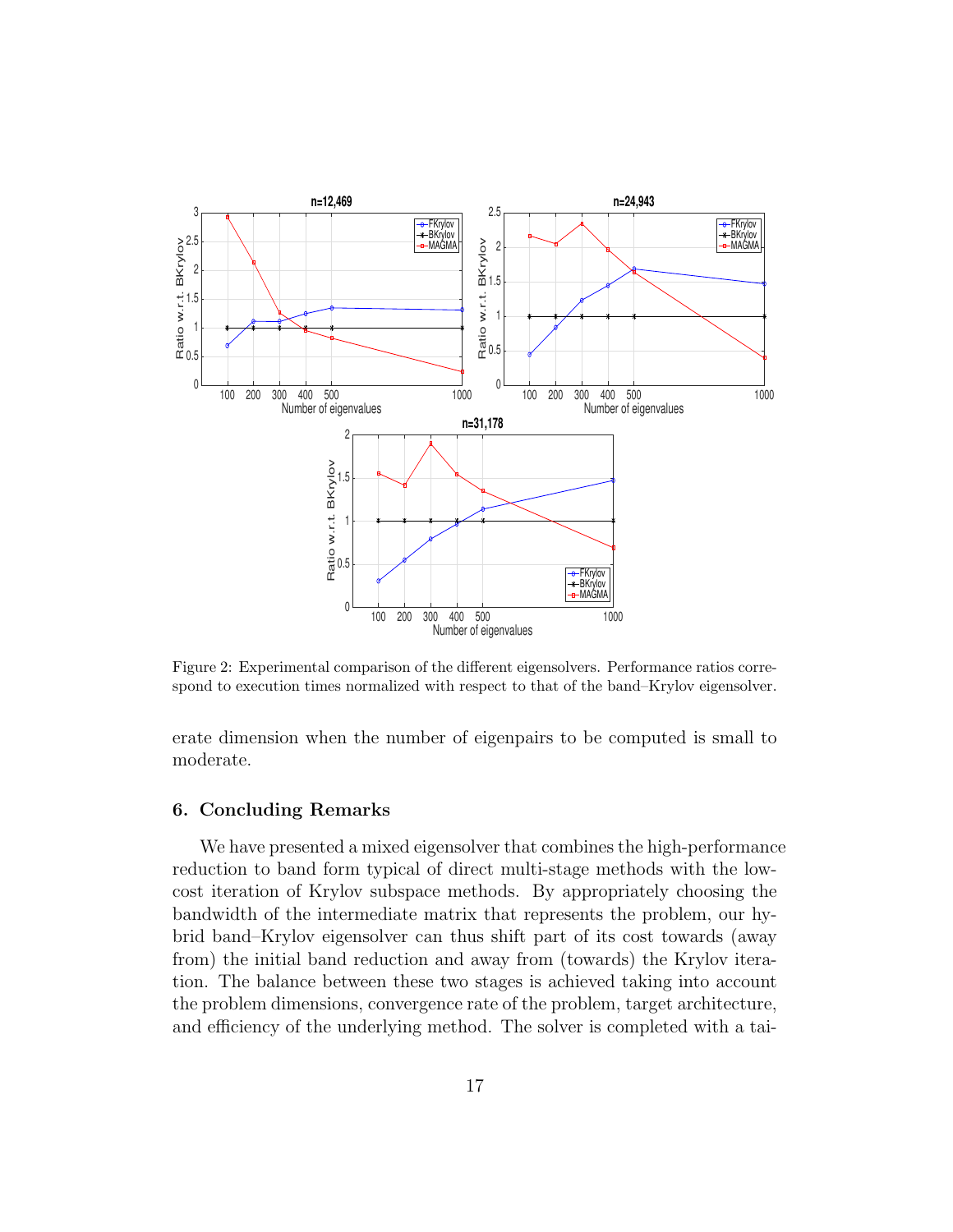Figure 2: Experimental comparison of the different eigensolvers. Performance ratios correspond to execution times normalized with respect to that of the band–Krylov eigensolver.

erate dimension when the number of eigenpairs to be computed is small to moderate.

## 6. Concluding Remarks

We have presented a mixed eigensolver that combines the high-performance reduction to band form typical of direct multi-stage methods with the low-cost iteration of Krylov subspace methods. By appropriately choosing the bandwidth of the intermediate matrix that represents the problem, our hybrid band–Krylov eigensolver can thus shift part of its cost towards (away from) the initial band reduction and away from (towards) the Krylov iteration. The balance between these two stages is achieved taking into account the problem dimensions, convergence rate of the problem, target architecture, and efficiency of the underlying method. The solver is completed with a tai-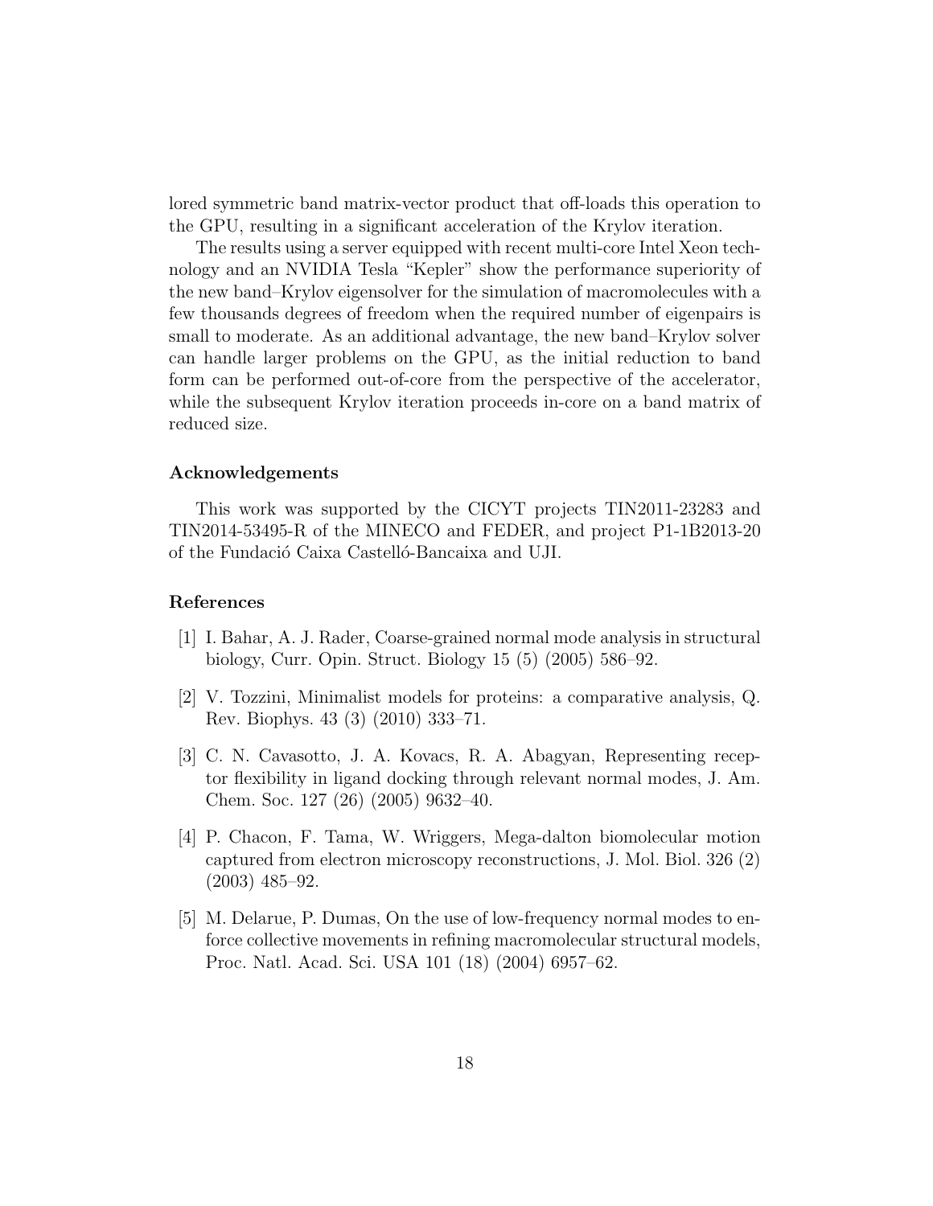lored symmetric band matrix-vector product that off-loads this operation to the GPU, resulting in a significant acceleration of the Krylov iteration.

The results using a server equipped with recent multi-core Intel Xeon technology and an NVIDIA Tesla "Kepler" show the performance superiority of the new band–Krylov eigensolver for the simulation of macromolecules with a few thousands degrees of freedom when the required number of eigenpairs is small to moderate. As an additional advantage, the new band–Krylov solver can handle larger problems on the GPU, as the initial reduction to band form can be performed out-of-core from the perspective of the accelerator, while the subsequent Krylov iteration proceeds in-core on a band matrix of reduced size.

### Acknowledgements

This work was supported by the CICYT projects TIN2011-23283 and TIN2014-53495-R of the MINECO and FEDER, and project P1-1B2013-20 of the Fundació Caixa Castelló-Bancaixa and UJI.

### References

[1] I. Bahar, A. J. Rader, Coarse-grained normal mode analysis in structural biology, Curr. Opin. Struct. Biology 15 (5) (2005) 586–92.

[2] V. Tozzini, Minimalist models for proteins: a comparative analysis, Q. Rev. Biophys. 43 (3) (2010) 333–71.

[3] C. N. Cavasotto, J. A. Kovacs, R. A. Abagyan, Representing receptor flexibility in ligand docking through relevant normal modes, J. Am. Chem. Soc. 127 (26) (2005) 9632–40.

[4] P. Chacon, F. Tama, W. Wriggers, Mega-dalton biomolecular motion captured from electron microscopy reconstructions, J. Mol. Biol. 326 (2) (2003) 485–92.

[5] M. Delarue, P. Dumas, On the use of low-frequency normal modes to enforce collective movements in refining macromolecular structural models, Proc. Natl. Acad. Sci. USA 101 (18) (2004) 6957–62.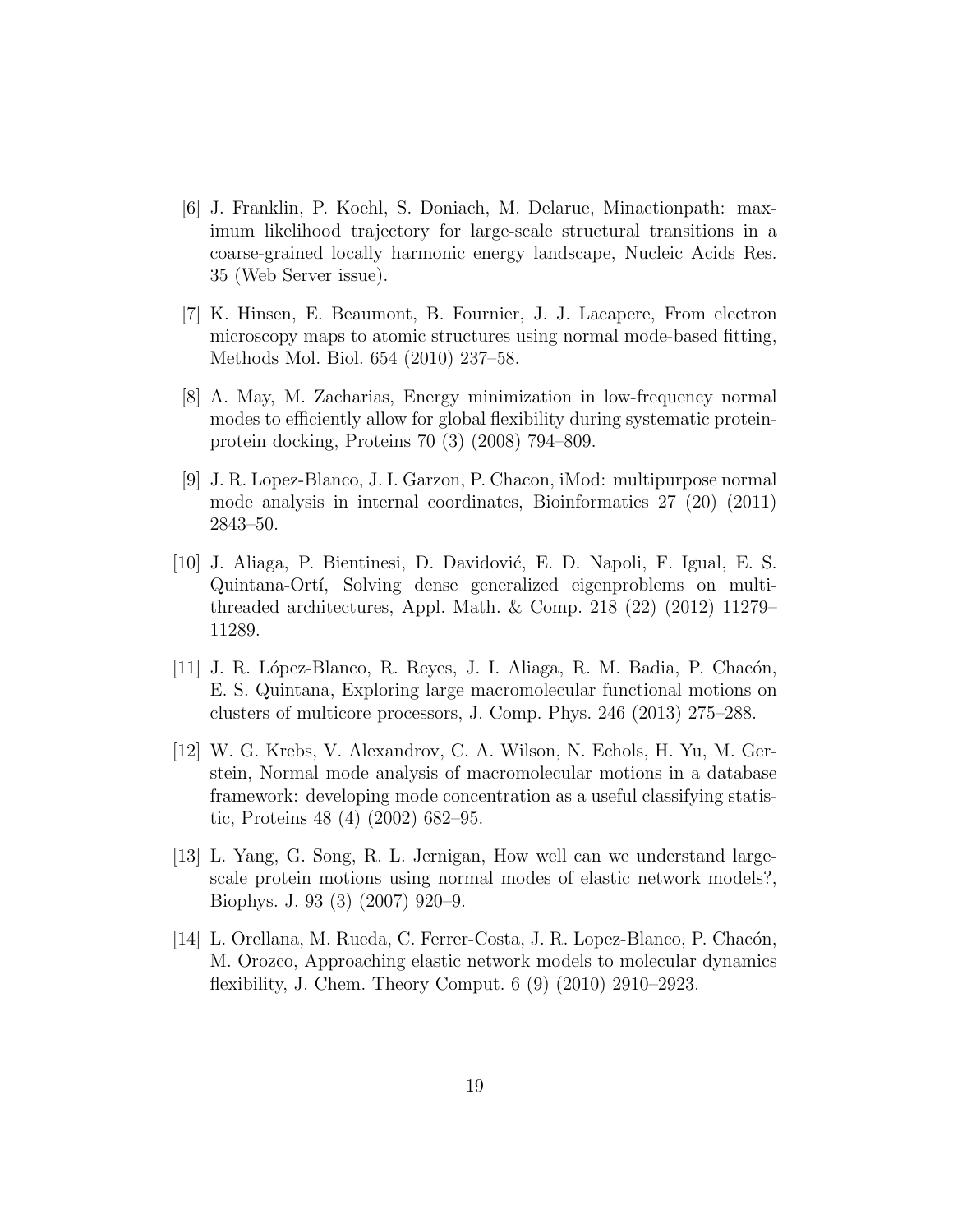[6] J. Franklin, P. Koehl, S. Doniach, M. Delarue, Minactionpath: maximum likelihood trajectory for large-scale structural transitions in a coarse-grained locally harmonic energy landscape, Nucleic Acids Res. 35 (Web Server issue).

[7] K. Hinsen, E. Beaumont, B. Fournier, J. J. Lacapere, From electron microscopy maps to atomic structures using normal mode-based fitting, Methods Mol. Biol. 654 (2010) 237–58.

[8] A. May, M. Zacharias, Energy minimization in low-frequency normal modes to efficiently allow for global flexibility during systematic protein-protein docking, Proteins 70 (3) (2008) 794–809.

[9] J. R. Lopez-Blanco, J. I. Garzon, P. Chacon, iMod: multipurpose normal mode analysis in internal coordinates, Bioinformatics 27 (20) (2011) 2843–50.

[10] J. Aliaga, P. Bientinesi, D. Davidović, E. D. Napoli, F. Igual, E. S. Quintana-Ortí, Solving dense generalized eigenproblems on multi-threaded architectures, Appl. Math. & Comp. 218 (22) (2012) 11279–11289.

[11] J. R. López-Blanco, R. Reyes, J. I. Aliaga, R. M. Badia, P. Chacón, E. S. Quintana, Exploring large macromolecular functional motions on clusters of multicore processors, J. Comp. Phys. 246 (2013) 275–288.

[12] W. G. Krebs, V. Alexandrov, C. A. Wilson, N. Echols, H. Yu, M. Gerstein, Normal mode analysis of macromolecular motions in a database framework: developing mode concentration as a useful classifying statistic, Proteins 48 (4) (2002) 682–95.

[13] L. Yang, G. Song, R. L. Jernigan, How well can we understand large-scale protein motions using normal modes of elastic network models?, Biophys. J. 93 (3) (2007) 920–9.

[14] L. Orellana, M. Rueda, C. Ferrer-Costa, J. R. Lopez-Blanco, P. Chacón, M. Orozco, Approaching elastic network models to molecular dynamics flexibility, J. Chem. Theory Comput. 6 (9) (2010) 2910–2923.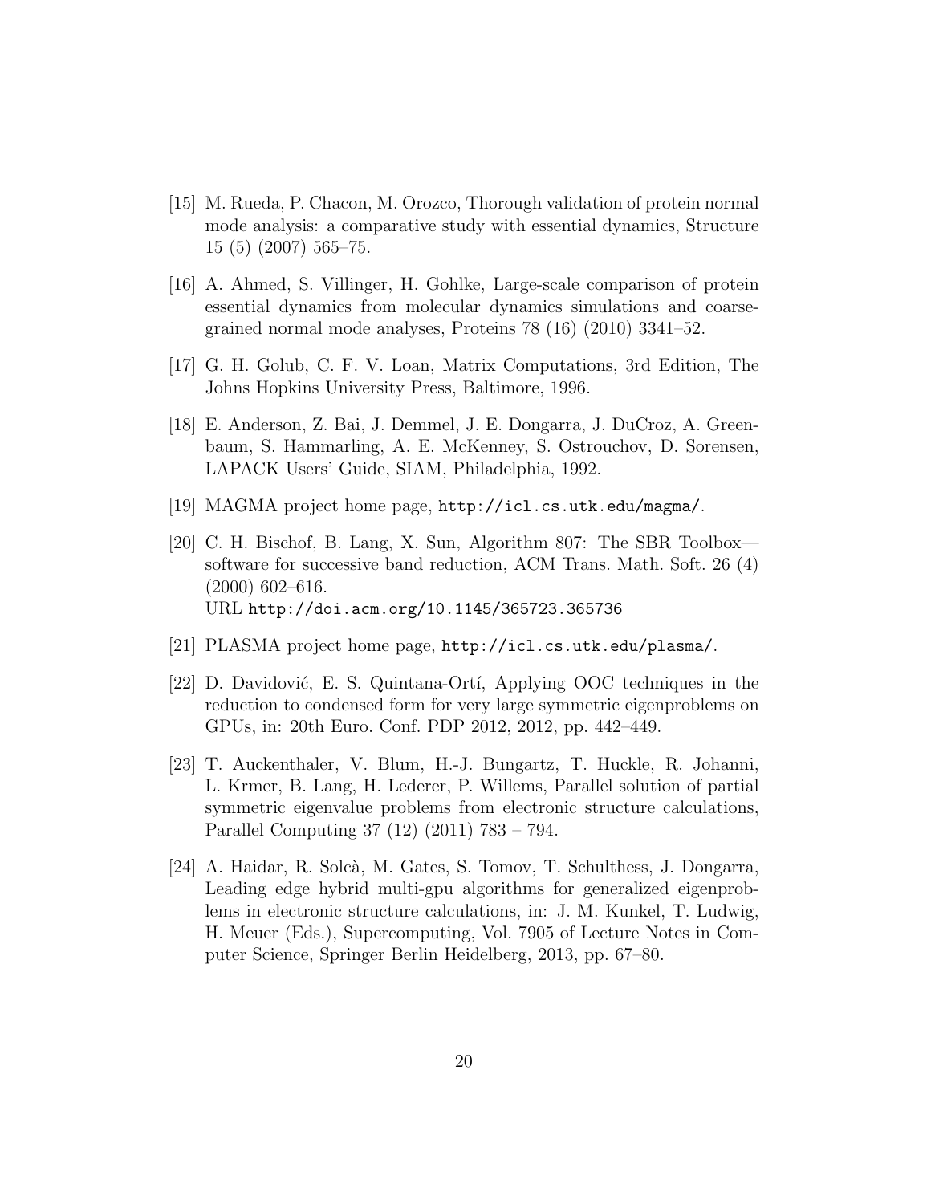[15] M. Rueda, P. Chacon, M. Orozco, Thorough validation of protein normal mode analysis: a comparative study with essential dynamics, Structure 15 (5) (2007) 565–75.

[16] A. Ahmed, S. Villinger, H. Gohlke, Large-scale comparison of protein essential dynamics from molecular dynamics simulations and coarse-grained normal mode analyses, Proteins 78 (16) (2010) 3341–52.

[17] G. H. Golub, C. F. V. Loan, Matrix Computations, 3rd Edition, The Johns Hopkins University Press, Baltimore, 1996.

[18] E. Anderson, Z. Bai, J. Demmel, J. E. Dongarra, J. DuCroz, A. Greenbaum, S. Hammarling, A. E. McKenney, S. Ostrouchov, D. Sorensen, LAPACK Users' Guide, SIAM, Philadelphia, 1992.

[19] MAGMA project home page, `http://icl.cs.utk.edu/magma/`.

[20] C. H. Bischof, B. Lang, X. Sun, Algorithm 807: The SBR Toolbox—software for successive band reduction, ACM Trans. Math. Soft. 26 (4) (2000) 602–616.
URL `http://doi.acm.org/10.1145/365723.365736`

[21] PLASMA project home page, `http://icl.cs.utk.edu/plasma/`.

[22] D. Davidović, E. S. Quintana-Ortí, Applying OOC techniques in the reduction to condensed form for very large symmetric eigenproblems on GPUs, in: 20th Euro. Conf. PDP 2012, 2012, pp. 442–449.

[23] T. Auckenthaler, V. Blum, H.-J. Bungartz, T. Huckle, R. Johanni, L. Krmer, B. Lang, H. Lederer, P. Willems, Parallel solution of partial symmetric eigenvalue problems from electronic structure calculations, Parallel Computing 37 (12) (2011) 783 – 794.

[24] A. Haidar, R. Solcà, M. Gates, S. Tomov, T. Schulthess, J. Dongarra, Leading edge hybrid multi-gpu algorithms for generalized eigenproblems in electronic structure calculations, in: J. M. Kunkel, T. Ludwig, H. Meuer (Eds.), Supercomputing, Vol. 7905 of Lecture Notes in Computer Science, Springer Berlin Heidelberg, 2013, pp. 67–80.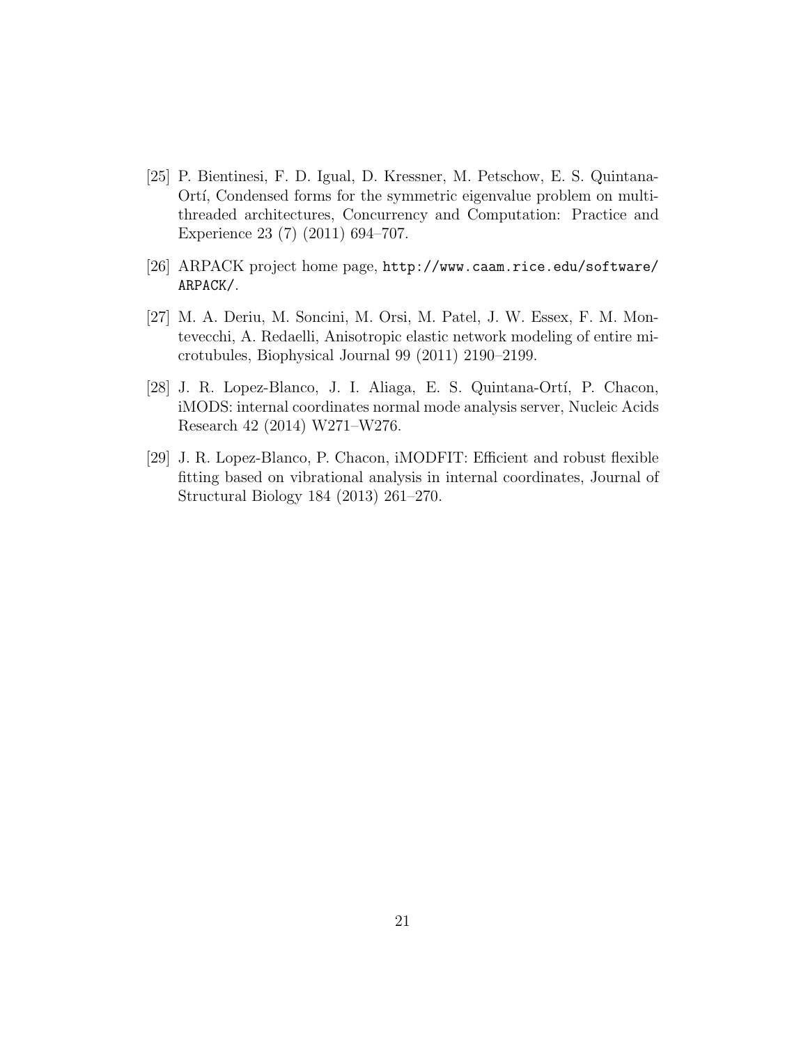[25] P. Bientinesi, F. D. Igual, D. Kressner, M. Petschow, E. S. Quintana-Ortí, Condensed forms for the symmetric eigenvalue problem on multi-threaded architectures, Concurrency and Computation: Practice and Experience 23 (7) (2011) 694–707.

[26] ARPACK project home page, `http://www.caam.rice.edu/software/ARPACK/`.

[27] M. A. Deriu, M. Soncini, M. Orsi, M. Patel, J. W. Essex, F. M. Montevecchi, A. Redaelli, Anisotropic elastic network modeling of entire microtubules, Biophysical Journal 99 (2011) 2190–2199.

[28] J. R. Lopez-Blanco, J. I. Aliaga, E. S. Quintana-Ortí, P. Chacon, iMODS: internal coordinates normal mode analysis server, Nucleic Acids Research 42 (2014) W271–W276.

[29] J. R. Lopez-Blanco, P. Chacon, iMODFIT: Efficient and robust flexible fitting based on vibrational analysis in internal coordinates, Journal of Structural Biology 184 (2013) 261–270.